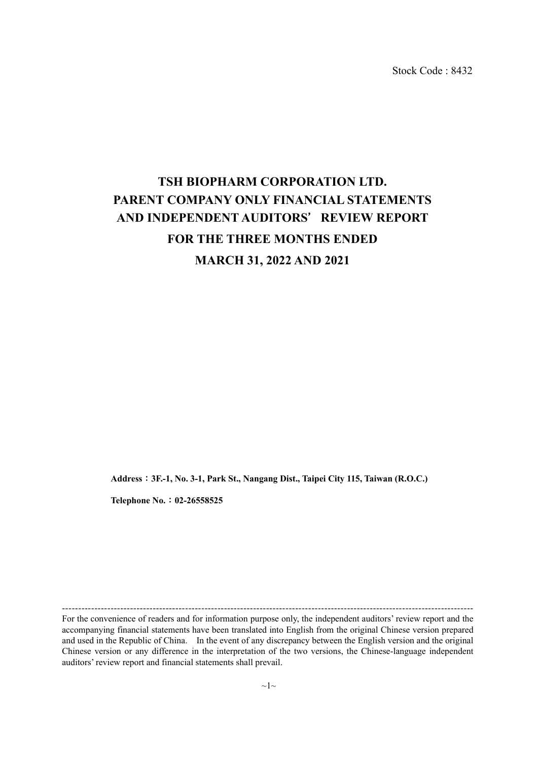Stock Code : 8432

# TSH BIOPHARM CORPORATION LTD.
# PARENT COMPANY ONLY FINANCIAL STATEMENTS
# AND INDEPENDENT AUDITORS' REVIEW REPORT
# FOR THE THREE MONTHS ENDED
# MARCH 31, 2022 AND 2021

**Address：3F.-1, No. 3-1, Park St., Nangang Dist., Taipei City 115, Taiwan (R.O.C.)**

**Telephone No.：02-26558525**

---

For the convenience of readers and for information purpose only, the independent auditors' review report and the accompanying financial statements have been translated into English from the original Chinese version prepared and used in the Republic of China. In the event of any discrepancy between the English version and the original Chinese version or any difference in the interpretation of the two versions, the Chinese-language independent auditors' review report and financial statements shall prevail.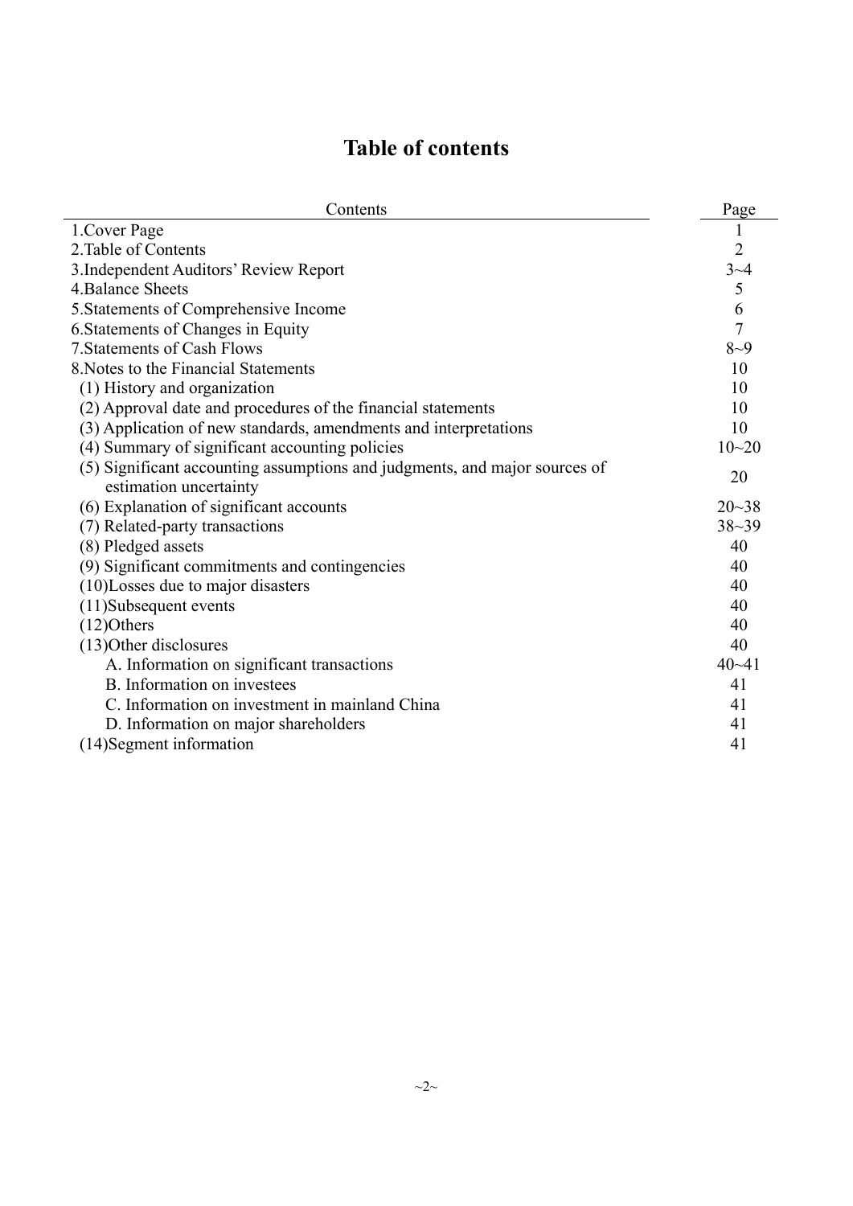# Table of contents

| Contents | Page |
|---|---|
| 1.Cover Page | 1 |
| 2.Table of Contents | 2 |
| 3.Independent Auditors' Review Report | 3~4 |
| 4.Balance Sheets | 5 |
| 5.Statements of Comprehensive Income | 6 |
| 6.Statements of Changes in Equity | 7 |
| 7.Statements of Cash Flows | 8~9 |
| 8.Notes to the Financial Statements | 10 |
| (1) History and organization | 10 |
| (2) Approval date and procedures of the financial statements | 10 |
| (3) Application of new standards, amendments and interpretations | 10 |
| (4) Summary of significant accounting policies | 10~20 |
| (5) Significant accounting assumptions and judgments, and major sources of estimation uncertainty | 20 |
| (6) Explanation of significant accounts | 20~38 |
| (7) Related-party transactions | 38~39 |
| (8) Pledged assets | 40 |
| (9) Significant commitments and contingencies | 40 |
| (10)Losses due to major disasters | 40 |
| (11)Subsequent events | 40 |
| (12)Others | 40 |
| (13)Other disclosures | 40 |
| A. Information on significant transactions | 40~41 |
| B. Information on investees | 41 |
| C. Information on investment in mainland China | 41 |
| D. Information on major shareholders | 41 |
| (14)Segment information | 41 |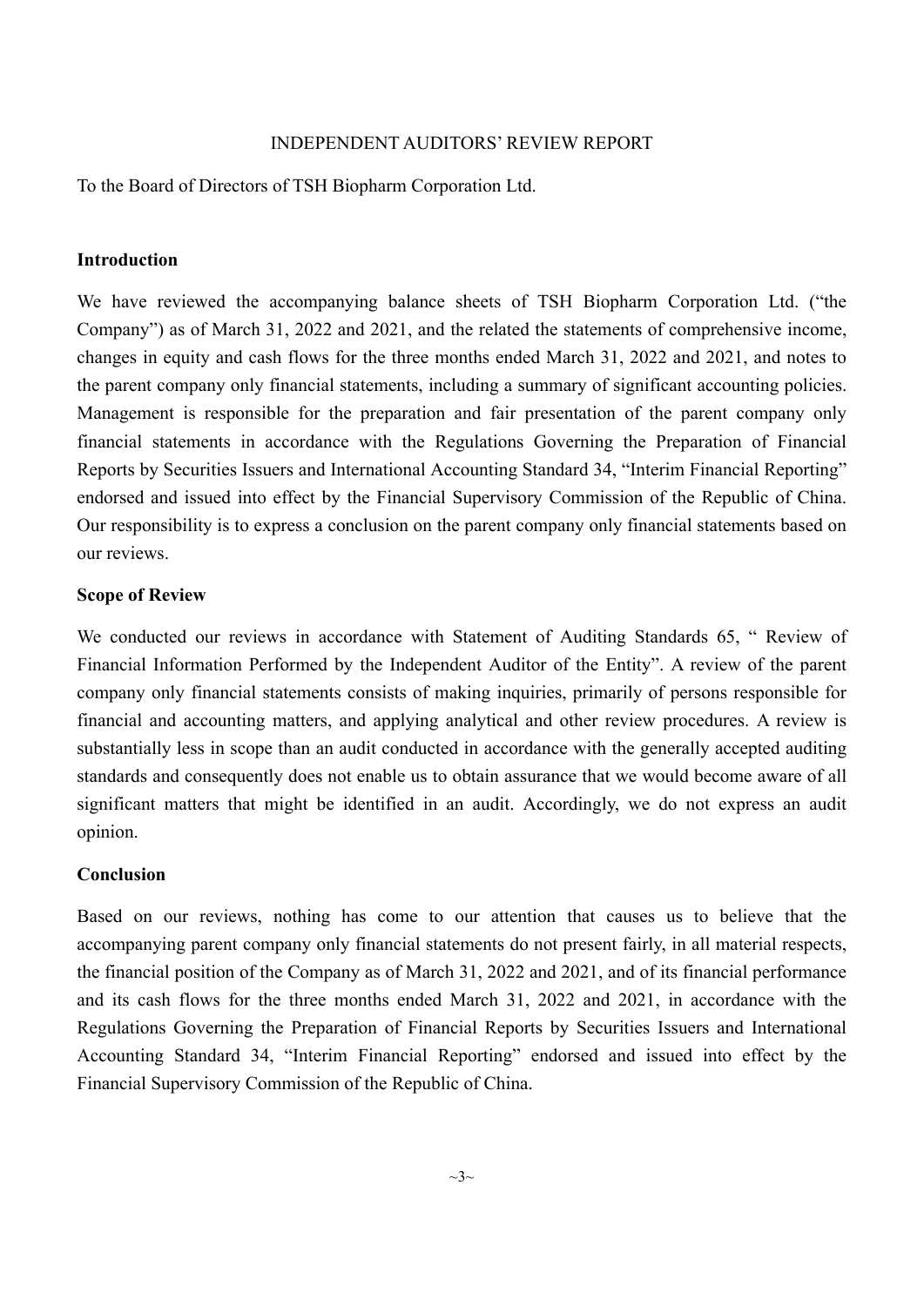# INDEPENDENT AUDITORS' REVIEW REPORT

To the Board of Directors of TSH Biopharm Corporation Ltd.

## Introduction

We have reviewed the accompanying balance sheets of TSH Biopharm Corporation Ltd. ("the Company") as of March 31, 2022 and 2021, and the related the statements of comprehensive income, changes in equity and cash flows for the three months ended March 31, 2022 and 2021, and notes to the parent company only financial statements, including a summary of significant accounting policies. Management is responsible for the preparation and fair presentation of the parent company only financial statements in accordance with the Regulations Governing the Preparation of Financial Reports by Securities Issuers and International Accounting Standard 34, "Interim Financial Reporting" endorsed and issued into effect by the Financial Supervisory Commission of the Republic of China. Our responsibility is to express a conclusion on the parent company only financial statements based on our reviews.

## Scope of Review

We conducted our reviews in accordance with Statement of Auditing Standards 65, " Review of Financial Information Performed by the Independent Auditor of the Entity". A review of the parent company only financial statements consists of making inquiries, primarily of persons responsible for financial and accounting matters, and applying analytical and other review procedures. A review is substantially less in scope than an audit conducted in accordance with the generally accepted auditing standards and consequently does not enable us to obtain assurance that we would become aware of all significant matters that might be identified in an audit. Accordingly, we do not express an audit opinion.

## Conclusion

Based on our reviews, nothing has come to our attention that causes us to believe that the accompanying parent company only financial statements do not present fairly, in all material respects, the financial position of the Company as of March 31, 2022 and 2021, and of its financial performance and its cash flows for the three months ended March 31, 2022 and 2021, in accordance with the Regulations Governing the Preparation of Financial Reports by Securities Issuers and International Accounting Standard 34, "Interim Financial Reporting" endorsed and issued into effect by the Financial Supervisory Commission of the Republic of China.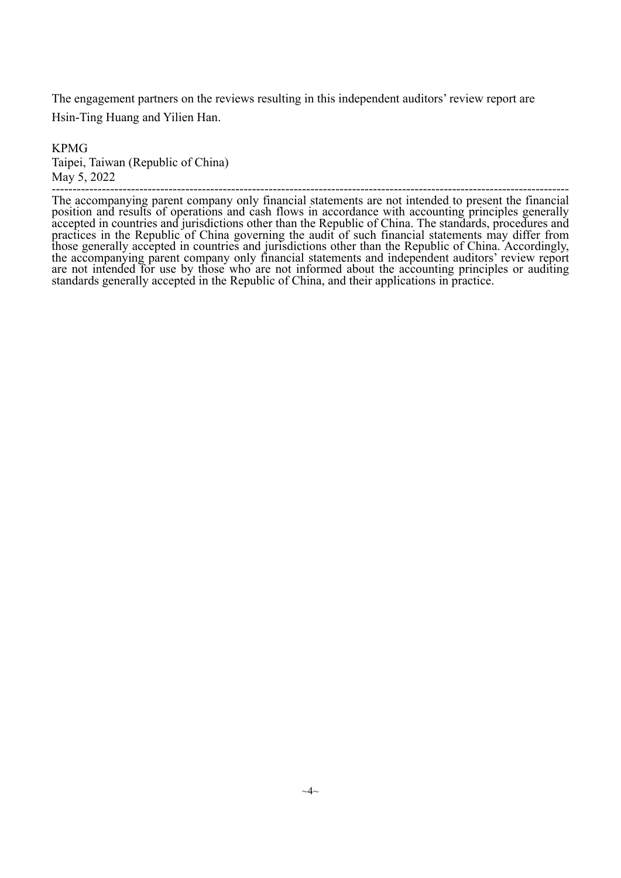The engagement partners on the reviews resulting in this independent auditors' review report are Hsin-Ting Huang and Yilien Han.

KPMG
Taipei, Taiwan (Republic of China)
May 5, 2022

---

The accompanying parent company only financial statements are not intended to present the financial position and results of operations and cash flows in accordance with accounting principles generally accepted in countries and jurisdictions other than the Republic of China. The standards, procedures and practices in the Republic of China governing the audit of such financial statements may differ from those generally accepted in countries and jurisdictions other than the Republic of China. Accordingly, the accompanying parent company only financial statements and independent auditors' review report are not intended for use by those who are not informed about the accounting principles or auditing standards generally accepted in the Republic of China, and their applications in practice.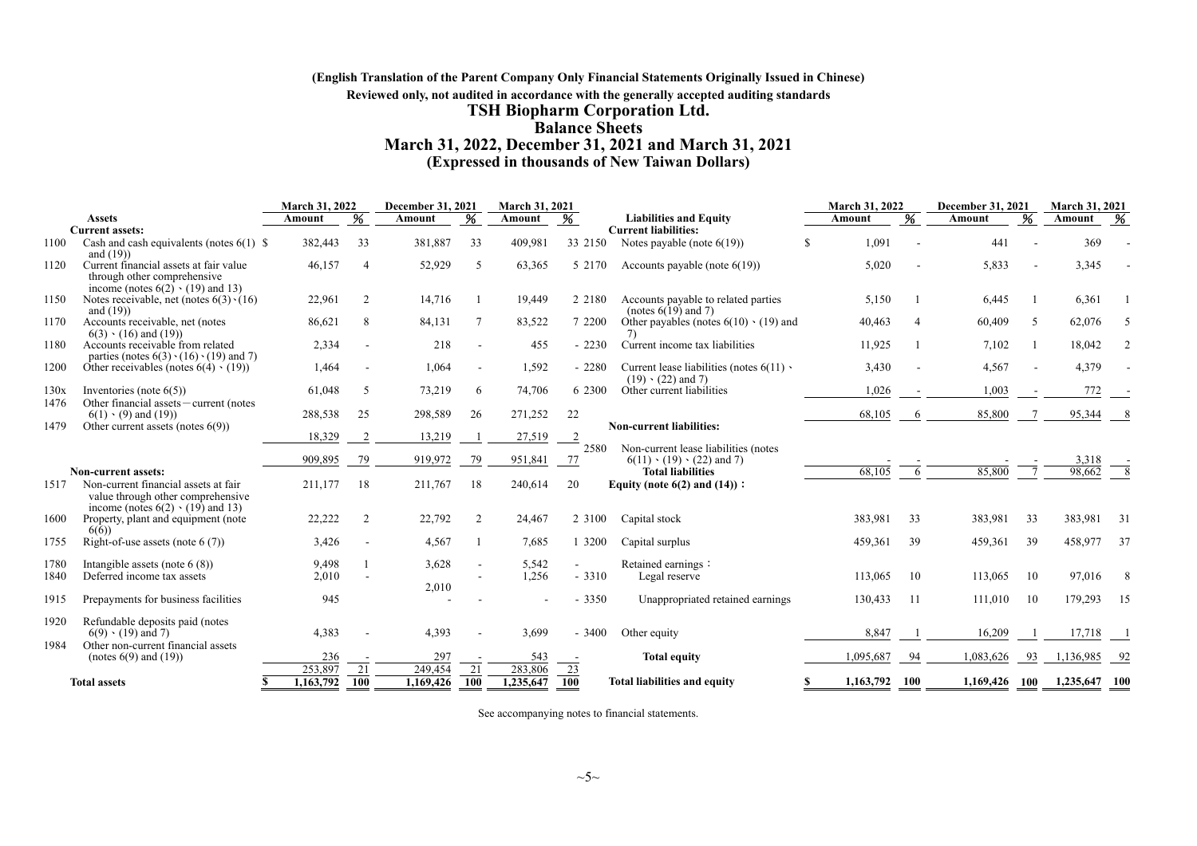**(English Translation of the Parent Company Only Financial Statements Originally Issued in Chinese)**

**Reviewed only, not audited in accordance with the generally accepted auditing standards**

# TSH Biopharm Corporation Ltd.

## Balance Sheets

## March 31, 2022, December 31, 2021 and March 31, 2021

## (Expressed in thousands of New Taiwan Dollars)

| | | March 31, 2022 | | December 31, 2021 | | March 31, 2021 | |
|---|---|---|---|---|---|---|---|
| | **Assets** | **Amount** | **%** | **Amount** | **%** | **Amount** | **%** |
| | **Current assets:** | | | | | | |
| 1100 | Cash and cash equivalents (notes 6(1) and (19)) | $ 382,443 | 33 | 381,887 | 33 | 409,981 | 33 |
| 1120 | Current financial assets at fair value through other comprehensive income (notes 6(2)、(19) and 13) | 46,157 | 4 | 52,929 | 5 | 63,365 | 5 |
| 1150 | Notes receivable, net (notes 6(3)、(16) and (19)) | 22,961 | 2 | 14,716 | 1 | 19,449 | 2 |
| 1170 | Accounts receivable, net (notes 6(3)、(16) and (19)) | 86,621 | 8 | 84,131 | 7 | 83,522 | 7 |
| 1180 | Accounts receivable from related parties (notes 6(3)、(16)、(19) and 7) | 2,334 | - | 218 | - | 455 | - |
| 1200 | Other receivables (notes 6(4)、(19)) | 1,464 | - | 1,064 | - | 1,592 | - |
| 130x | Inventories (note 6(5)) | 61,048 | 5 | 73,219 | 6 | 74,706 | 6 |
| 1476 | Other financial assets－current (notes 6(1)、(9) and (19)) | 288,538 | 25 | 298,589 | 26 | 271,252 | 22 |
| 1479 | Other current assets (notes 6(9)) | 18,329 | 2 | 13,219 | 1 | 27,519 | 2 |
| | | 909,895 | 79 | 919,972 | 79 | 951,841 | 77 |
| | **Non-current assets:** | | | | | | |
| 1517 | Non-current financial assets at fair value through other comprehensive income (notes 6(2)、(19) and 13) | 211,177 | 18 | 211,767 | 18 | 240,614 | 20 |
| 1600 | Property, plant and equipment (note 6(6)) | 22,222 | 2 | 22,792 | 2 | 24,467 | 2 |
| 1755 | Right-of-use assets (note 6 (7)) | 3,426 | - | 4,567 | 1 | 7,685 | 1 |
| 1780 | Intangible assets (note 6 (8)) | 9,498 | 1 | 3,628 | - | 5,542 | - |
| 1840 | Deferred income tax assets | 2,010 | - | 2,010 | - | 1,256 | - |
| 1915 | Prepayments for business facilities | 945 | - | - | - | - | - |
| 1920 | Refundable deposits paid (notes 6(9)、(19) and 7) | 4,383 | - | 4,393 | - | 3,699 | - |
| 1984 | Other non-current financial assets (notes 6(9) and (19)) | 236 | - | 297 | - | 543 | - |
| | | 253,897 | 21 | 249,454 | 21 | 283,806 | 23 |
| | **Total assets** | $ 1,163,792 | 100 | 1,169,426 | 100 | 1,235,647 | 100 |

| | | March 31, 2022 | | December 31, 2021 | | March 31, 2021 | |
|---|---|---|---|---|---|---|---|
| | **Liabilities and Equity** | **Amount** | **%** | **Amount** | **%** | **Amount** | **%** |
| | **Current liabilities:** | | | | | | |
| 2150 | Notes payable (note 6(19)) | $ 1,091 | - | 441 | - | 369 | - |
| 2170 | Accounts payable (note 6(19)) | 5,020 | - | 5,833 | - | 3,345 | - |
| 2180 | Accounts payable to related parties (notes 6(19) and 7) | 5,150 | 1 | 6,445 | 1 | 6,361 | 1 |
| 2200 | Other payables (notes 6(10)、(19) and 7) | 40,463 | 4 | 60,409 | 5 | 62,076 | 5 |
| 2230 | Current income tax liabilities | 11,925 | 1 | 7,102 | 1 | 18,042 | 2 |
| 2280 | Current lease liabilities (notes 6(11)、(19)、(22) and 7) | 3,430 | - | 4,567 | - | 4,379 | - |
| 2300 | Other current liabilities | 1,026 | - | 1,003 | - | 772 | - |
| | | 68,105 | 6 | 85,800 | 7 | 95,344 | 8 |
| | **Non-current liabilities:** | | | | | | |
| 2580 | Non-current lease liabilities (notes 6(11)、(19)、(22) and 7) | - | - | - | - | 3,318 | - |
| | **Total liabilities** | 68,105 | 6 | 85,800 | 7 | 98,662 | 8 |
| | **Equity (note 6(2) and (14))：** | | | | | | |
| 3100 | Capital stock | 383,981 | 33 | 383,981 | 33 | 383,981 | 31 |
| 3200 | Capital surplus | 459,361 | 39 | 459,361 | 39 | 458,977 | 37 |
| | Retained earnings： | | | | | | |
| 3310 | Legal reserve | 113,065 | 10 | 113,065 | 10 | 97,016 | 8 |
| 3350 | Unappropriated retained earnings | 130,433 | 11 | 111,010 | 10 | 179,293 | 15 |
| 3400 | Other equity | 8,847 | 1 | 16,209 | 1 | 17,718 | 1 |
| | **Total equity** | 1,095,687 | 94 | 1,083,626 | 93 | 1,136,985 | 92 |
| | **Total liabilities and equity** | $ 1,163,792 | 100 | 1,169,426 | 100 | 1,235,647 | 100 |

See accompanying notes to financial statements.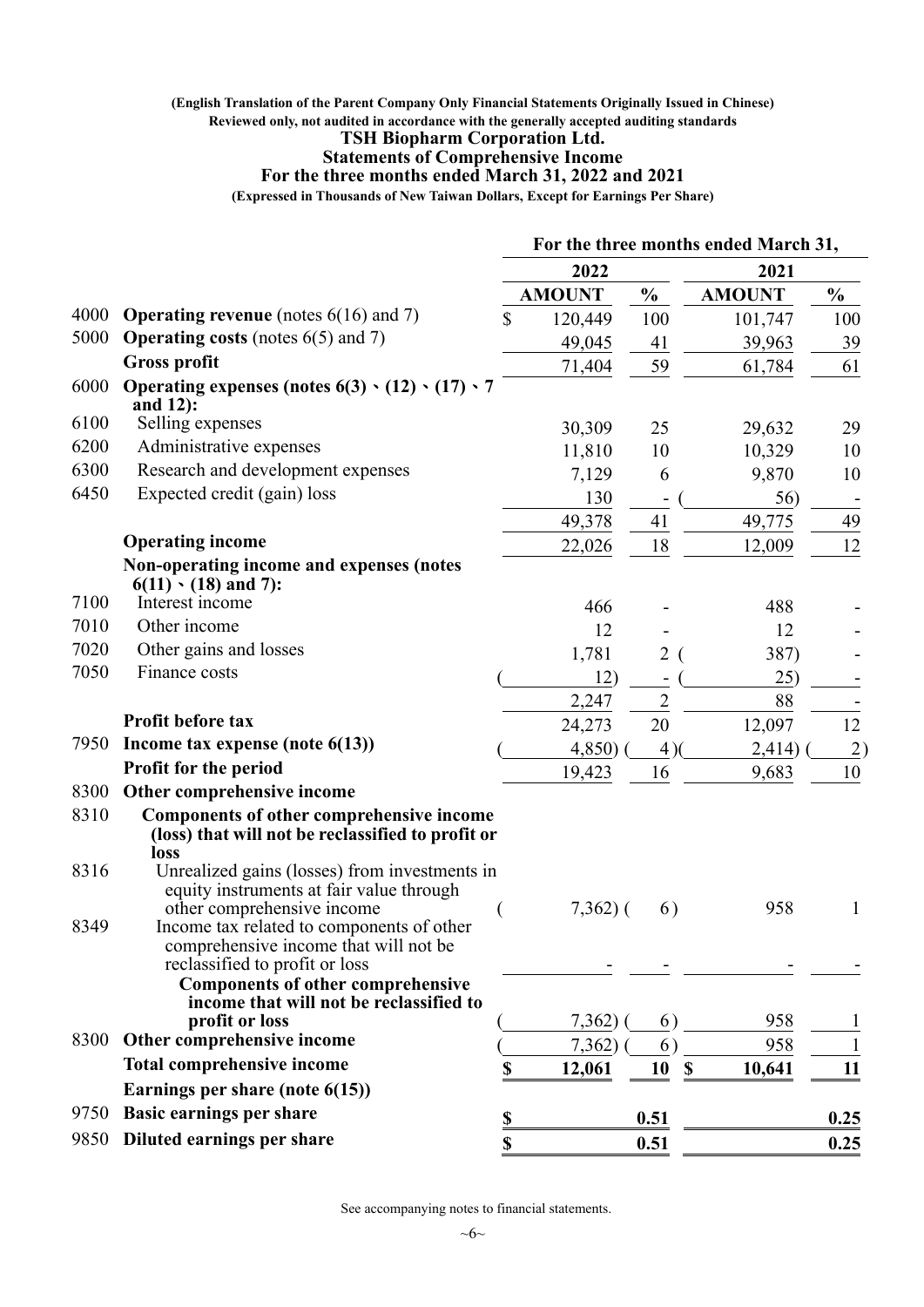(English Translation of the Parent Company Only Financial Statements Originally Issued in Chinese)

Reviewed only, not audited in accordance with the generally accepted auditing standards

# TSH Biopharm Corporation Ltd.

## Statements of Comprehensive Income

## For the three months ended March 31, 2022 and 2021

(Expressed in Thousands of New Taiwan Dollars, Except for Earnings Per Share)

| | | For the three months ended March 31, | | | |
|---|---|---|---|---|---|
| | | 2022 | | 2021 | |
| | | AMOUNT | % | AMOUNT | % |
| 4000 | **Operating revenue** (notes 6(16) and 7) | $ 120,449 | 100 | 101,747 | 100 |
| 5000 | **Operating costs** (notes 6(5) and 7) | 49,045 | 41 | 39,963 | 39 |
| | **Gross profit** | 71,404 | 59 | 61,784 | 61 |
| 6000 | **Operating expenses (notes 6(3)、(12)、(17)、7 and 12):** | | | | |
| 6100 | Selling expenses | 30,309 | 25 | 29,632 | 29 |
| 6200 | Administrative expenses | 11,810 | 10 | 10,329 | 10 |
| 6300 | Research and development expenses | 7,129 | 6 | 9,870 | 10 |
| 6450 | Expected credit (gain) loss | 130 | - | (56) | - |
| | | 49,378 | 41 | 49,775 | 49 |
| | **Operating income** | 22,026 | 18 | 12,009 | 12 |
| | **Non-operating income and expenses (notes 6(11)、(18) and 7):** | | | | |
| 7100 | Interest income | 466 | - | 488 | - |
| 7010 | Other income | 12 | - | 12 | - |
| 7020 | Other gains and losses | 1,781 | 2 | (387) | - |
| 7050 | Finance costs | (12) | - | (25) | - |
| | | 2,247 | 2 | 88 | - |
| | **Profit before tax** | 24,273 | 20 | 12,097 | 12 |
| 7950 | **Income tax expense (note 6(13))** | (4,850) | (4) | (2,414) | (2) |
| | **Profit for the period** | 19,423 | 16 | 9,683 | 10 |
| 8300 | **Other comprehensive income** | | | | |
| 8310 | **Components of other comprehensive income (loss) that will not be reclassified to profit or loss** | | | | |
| 8316 | Unrealized gains (losses) from investments in equity instruments at fair value through other comprehensive income | (7,362) | (6) | 958 | 1 |
| 8349 | Income tax related to components of other comprehensive income that will not be reclassified to profit or loss | - | - | - | - |
| | **Components of other comprehensive income that will not be reclassified to profit or loss** | (7,362) | (6) | 958 | 1 |
| 8300 | **Other comprehensive income** | (7,362) | (6) | 958 | 1 |
| | **Total comprehensive income** | **$ 12,061** | **10** | **$ 10,641** | **11** |
| | **Earnings per share (note 6(15))** | | | | |
| 9750 | **Basic earnings per share** | **$** | **0.51** | | **0.25** |
| 9850 | **Diluted earnings per share** | **$** | **0.51** | | **0.25** |

See accompanying notes to financial statements.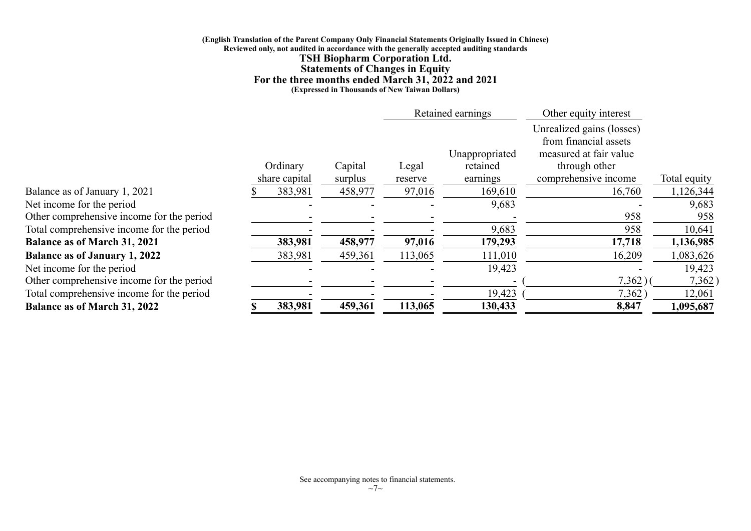(English Translation of the Parent Company Only Financial Statements Originally Issued in Chinese)
Reviewed only, not audited in accordance with the generally accepted auditing standards

# TSH Biopharm Corporation Ltd.
## Statements of Changes in Equity
### For the three months ended March 31, 2022 and 2021
(Expressed in Thousands of New Taiwan Dollars)

| | | | Retained earnings | | Other equity interest | |
|---|---|---|---|---|---|---|
| | Ordinary share capital | Capital surplus | Legal reserve | Unappropriated retained earnings | Unrealized gains (losses) from financial assets measured at fair value through other comprehensive income | Total equity |
| Balance as of January 1, 2021 | $ 383,981 | 458,977 | 97,016 | 169,610 | 16,760 | 1,126,344 |
| Net income for the period | - | - | - | 9,683 | - | 9,683 |
| Other comprehensive income for the period | - | - | - | - | 958 | 958 |
| Total comprehensive income for the period | - | - | - | 9,683 | 958 | 10,641 |
| **Balance as of March 31, 2021** | **383,981** | **458,977** | **97,016** | **179,293** | **17,718** | **1,136,985** |
| **Balance as of January 1, 2022** | 383,981 | 459,361 | 113,065 | 111,010 | 16,209 | 1,083,626 |
| Net income for the period | - | - | - | 19,423 | - | 19,423 |
| Other comprehensive income for the period | - | - | - | - | (7,362) | (7,362) |
| Total comprehensive income for the period | - | - | - | 19,423 | (7,362) | 12,061 |
| **Balance as of March 31, 2022** | **$ 383,981** | **459,361** | **113,065** | **130,433** | **8,847** | **1,095,687** |

See accompanying notes to financial statements.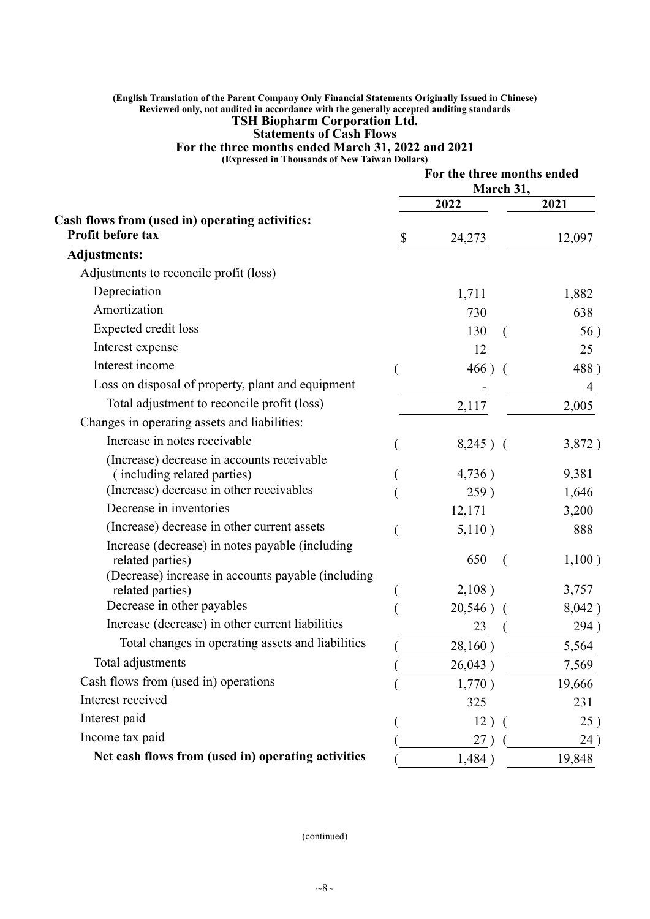(English Translation of the Parent Company Only Financial Statements Originally Issued in Chinese)
Reviewed only, not audited in accordance with the generally accepted auditing standards

# TSH Biopharm Corporation Ltd.

## Statements of Cash Flows

### For the three months ended March 31, 2022 and 2021

(Expressed in Thousands of New Taiwan Dollars)

| | For the three months ended March 31, | |
|---|---|---|
| | 2022 | 2021 |
| **Cash flows from (used in) operating activities:** | | |
| **Profit before tax** | $ 24,273 | 12,097 |
| **Adjustments:** | | |
| Adjustments to reconcile profit (loss) | | |
| Depreciation | 1,711 | 1,882 |
| Amortization | 730 | 638 |
| Expected credit loss | 130 | (56) |
| Interest expense | 12 | 25 |
| Interest income | (466) | (488) |
| Loss on disposal of property, plant and equipment | - | 4 |
| Total adjustment to reconcile profit (loss) | 2,117 | 2,005 |
| Changes in operating assets and liabilities: | | |
| Increase in notes receivable | (8,245) | (3,872) |
| (Increase) decrease in accounts receivable (including related parties) | (4,736) | 9,381 |
| (Increase) decrease in other receivables | (259) | 1,646 |
| Decrease in inventories | 12,171 | 3,200 |
| (Increase) decrease in other current assets | (5,110) | 888 |
| Increase (decrease) in notes payable (including related parties) | 650 | (1,100) |
| (Decrease) increase in accounts payable (including related parties) | (2,108) | 3,757 |
| Decrease in other payables | (20,546) | (8,042) |
| Increase (decrease) in other current liabilities | 23 | (294) |
| Total changes in operating assets and liabilities | (28,160) | 5,564 |
| Total adjustments | (26,043) | 7,569 |
| Cash flows from (used in) operations | (1,770) | 19,666 |
| Interest received | 325 | 231 |
| Interest paid | (12) | (25) |
| Income tax paid | (27) | (24) |
| **Net cash flows from (used in) operating activities** | (1,484) | 19,848 |

(continued)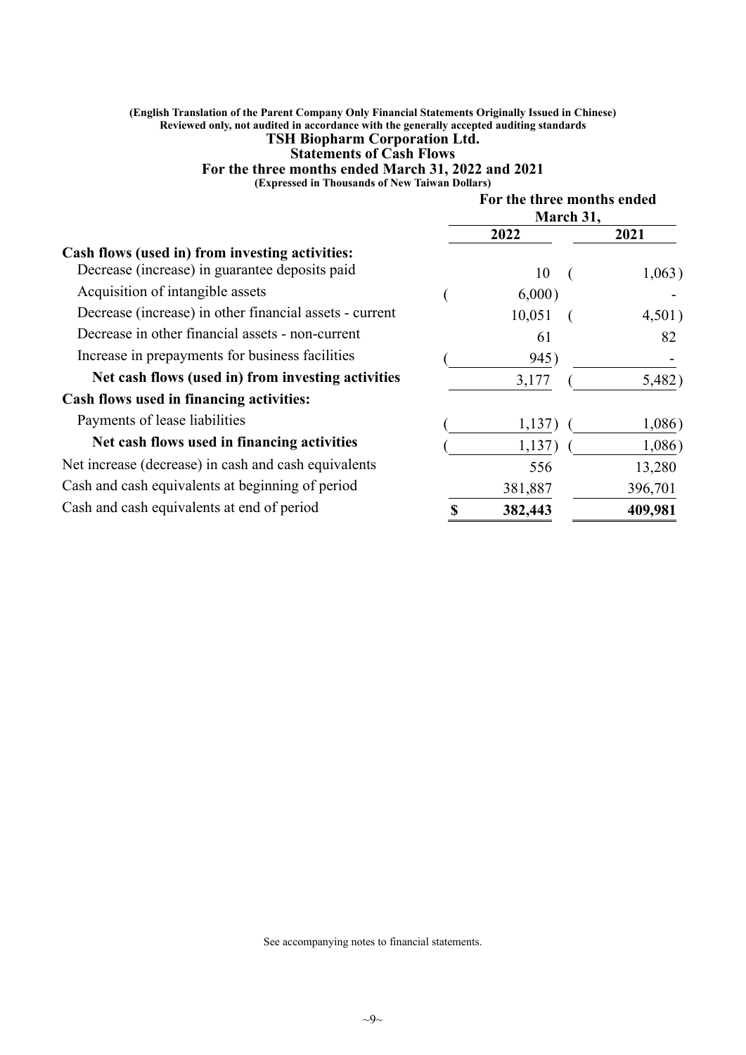(English Translation of the Parent Company Only Financial Statements Originally Issued in Chinese)
Reviewed only, not audited in accordance with the generally accepted auditing standards

# TSH Biopharm Corporation Ltd.

## Statements of Cash Flows

### For the three months ended March 31, 2022 and 2021

(Expressed in Thousands of New Taiwan Dollars)

| | For the three months ended March 31, | |
|---|---|---|
| | 2022 | 2021 |
| **Cash flows (used in) from investing activities:** | | |
| Decrease (increase) in guarantee deposits paid | 10 | (1,063) |
| Acquisition of intangible assets | (6,000) | - |
| Decrease (increase) in other financial assets - current | 10,051 | (4,501) |
| Decrease in other financial assets - non-current | 61 | 82 |
| Increase in prepayments for business facilities | (945) | - |
| **Net cash flows (used in) from investing activities** | 3,177 | (5,482) |
| **Cash flows used in financing activities:** | | |
| Payments of lease liabilities | (1,137) | (1,086) |
| **Net cash flows used in financing activities** | (1,137) | (1,086) |
| Net increase (decrease) in cash and cash equivalents | 556 | 13,280 |
| Cash and cash equivalents at beginning of period | 381,887 | 396,701 |
| Cash and cash equivalents at end of period | $ **382,443** | **409,981** |

See accompanying notes to financial statements.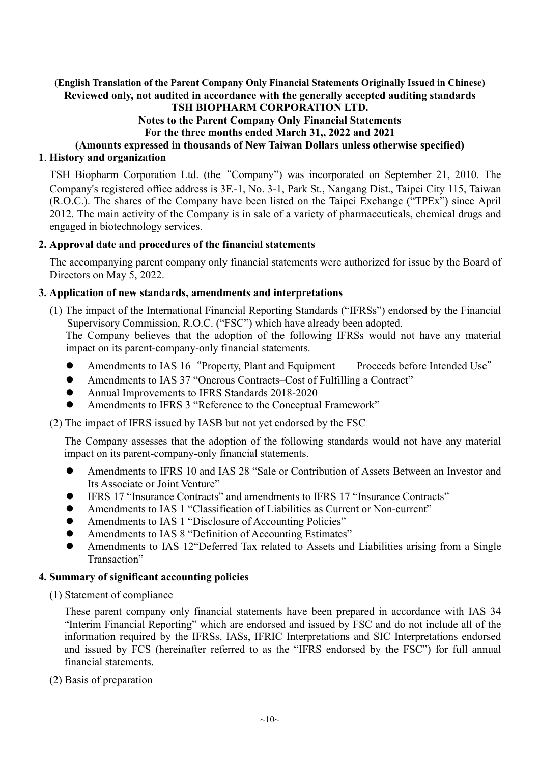**(English Translation of the Parent Company Only Financial Statements Originally Issued in Chinese)**
**Reviewed only, not audited in accordance with the generally accepted auditing standards**
**TSH BIOPHARM CORPORATION LTD.**
**Notes to the Parent Company Only Financial Statements**
**For the three months ended March 31,, 2022 and 2021**
**(Amounts expressed in thousands of New Taiwan Dollars unless otherwise specified)**

## 1. History and organization

TSH Biopharm Corporation Ltd. (the "Company") was incorporated on September 21, 2010. The Company's registered office address is 3F.-1, No. 3-1, Park St., Nangang Dist., Taipei City 115, Taiwan (R.O.C.). The shares of the Company have been listed on the Taipei Exchange ("TPEx") since April 2012. The main activity of the Company is in sale of a variety of pharmaceuticals, chemical drugs and engaged in biotechnology services.

## 2. Approval date and procedures of the financial statements

The accompanying parent company only financial statements were authorized for issue by the Board of Directors on May 5, 2022.

## 3. Application of new standards, amendments and interpretations

(1) The impact of the International Financial Reporting Standards ("IFRSs") endorsed by the Financial Supervisory Commission, R.O.C. ("FSC") which have already been adopted.
The Company believes that the adoption of the following IFRSs would not have any material impact on its parent-company-only financial statements.

- Amendments to IAS 16 "Property, Plant and Equipment – Proceeds before Intended Use"
- Amendments to IAS 37 "Onerous Contracts–Cost of Fulfilling a Contract"
- Annual Improvements to IFRS Standards 2018-2020
- Amendments to IFRS 3 "Reference to the Conceptual Framework"

(2) The impact of IFRS issued by IASB but not yet endorsed by the FSC

The Company assesses that the adoption of the following standards would not have any material impact on its parent-company-only financial statements.

- Amendments to IFRS 10 and IAS 28 "Sale or Contribution of Assets Between an Investor and Its Associate or Joint Venture"
- IFRS 17 "Insurance Contracts" and amendments to IFRS 17 "Insurance Contracts"
- Amendments to IAS 1 "Classification of Liabilities as Current or Non-current"
- Amendments to IAS 1 "Disclosure of Accounting Policies"
- Amendments to IAS 8 "Definition of Accounting Estimates"
- Amendments to IAS 12"Deferred Tax related to Assets and Liabilities arising from a Single Transaction"

## 4. Summary of significant accounting policies

(1) Statement of compliance

These parent company only financial statements have been prepared in accordance with IAS 34 "Interim Financial Reporting" which are endorsed and issued by FSC and do not include all of the information required by the IFRSs, IASs, IFRIC Interpretations and SIC Interpretations endorsed and issued by FCS (hereinafter referred to as the "IFRS endorsed by the FSC") for full annual financial statements.

(2) Basis of preparation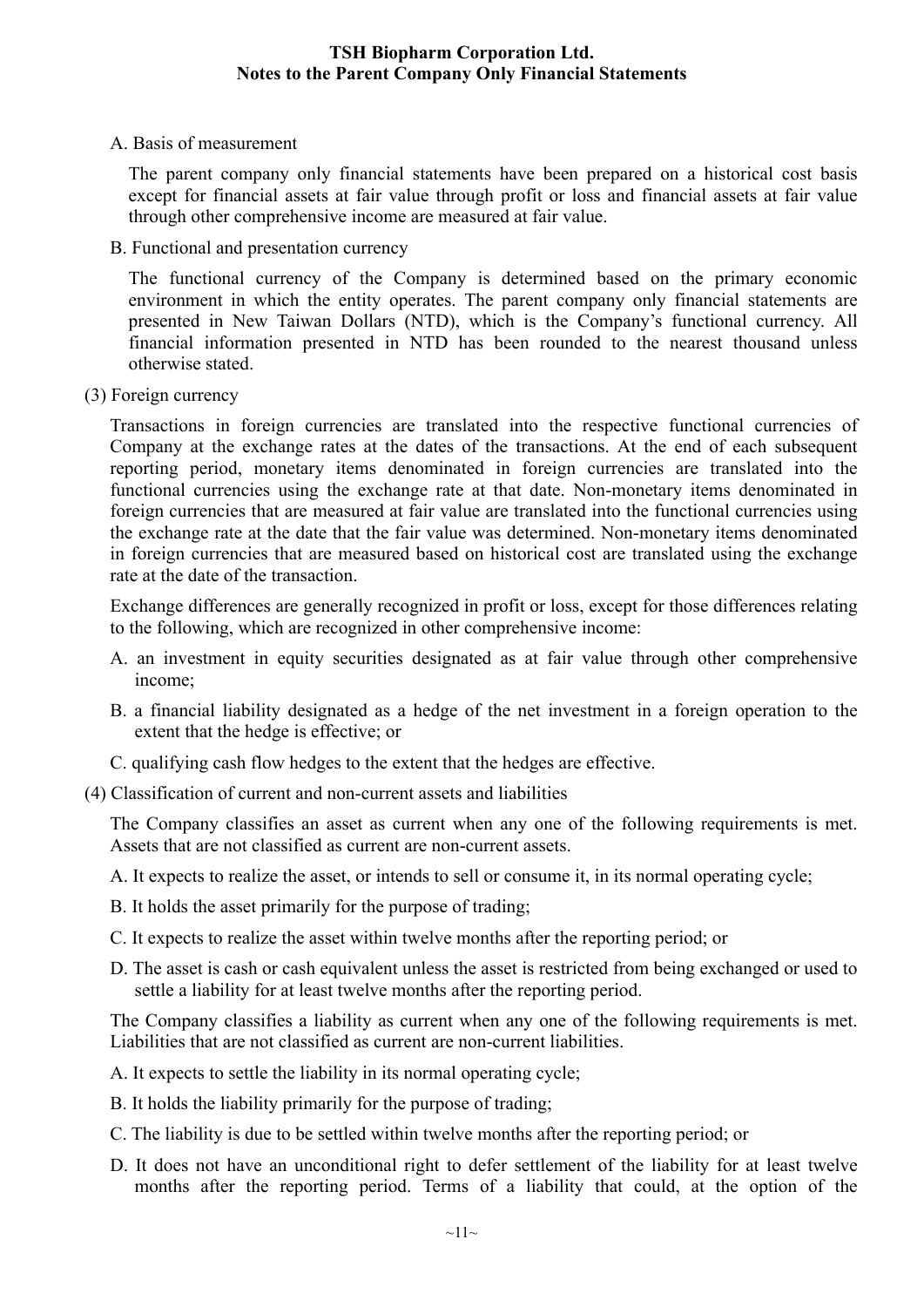A. Basis of measurement

The parent company only financial statements have been prepared on a historical cost basis except for financial assets at fair value through profit or loss and financial assets at fair value through other comprehensive income are measured at fair value.

B. Functional and presentation currency

The functional currency of the Company is determined based on the primary economic environment in which the entity operates. The parent company only financial statements are presented in New Taiwan Dollars (NTD), which is the Company's functional currency. All financial information presented in NTD has been rounded to the nearest thousand unless otherwise stated.

(3) Foreign currency

Transactions in foreign currencies are translated into the respective functional currencies of Company at the exchange rates at the dates of the transactions. At the end of each subsequent reporting period, monetary items denominated in foreign currencies are translated into the functional currencies using the exchange rate at that date. Non-monetary items denominated in foreign currencies that are measured at fair value are translated into the functional currencies using the exchange rate at the date that the fair value was determined. Non-monetary items denominated in foreign currencies that are measured based on historical cost are translated using the exchange rate at the date of the transaction.

Exchange differences are generally recognized in profit or loss, except for those differences relating to the following, which are recognized in other comprehensive income:

A. an investment in equity securities designated as at fair value through other comprehensive income;

B. a financial liability designated as a hedge of the net investment in a foreign operation to the extent that the hedge is effective; or

C. qualifying cash flow hedges to the extent that the hedges are effective.

(4) Classification of current and non-current assets and liabilities

The Company classifies an asset as current when any one of the following requirements is met. Assets that are not classified as current are non-current assets.

A. It expects to realize the asset, or intends to sell or consume it, in its normal operating cycle;

B. It holds the asset primarily for the purpose of trading;

C. It expects to realize the asset within twelve months after the reporting period; or

D. The asset is cash or cash equivalent unless the asset is restricted from being exchanged or used to settle a liability for at least twelve months after the reporting period.

The Company classifies a liability as current when any one of the following requirements is met. Liabilities that are not classified as current are non-current liabilities.

A. It expects to settle the liability in its normal operating cycle;

B. It holds the liability primarily for the purpose of trading;

C. The liability is due to be settled within twelve months after the reporting period; or

D. It does not have an unconditional right to defer settlement of the liability for at least twelve months after the reporting period. Terms of a liability that could, at the option of the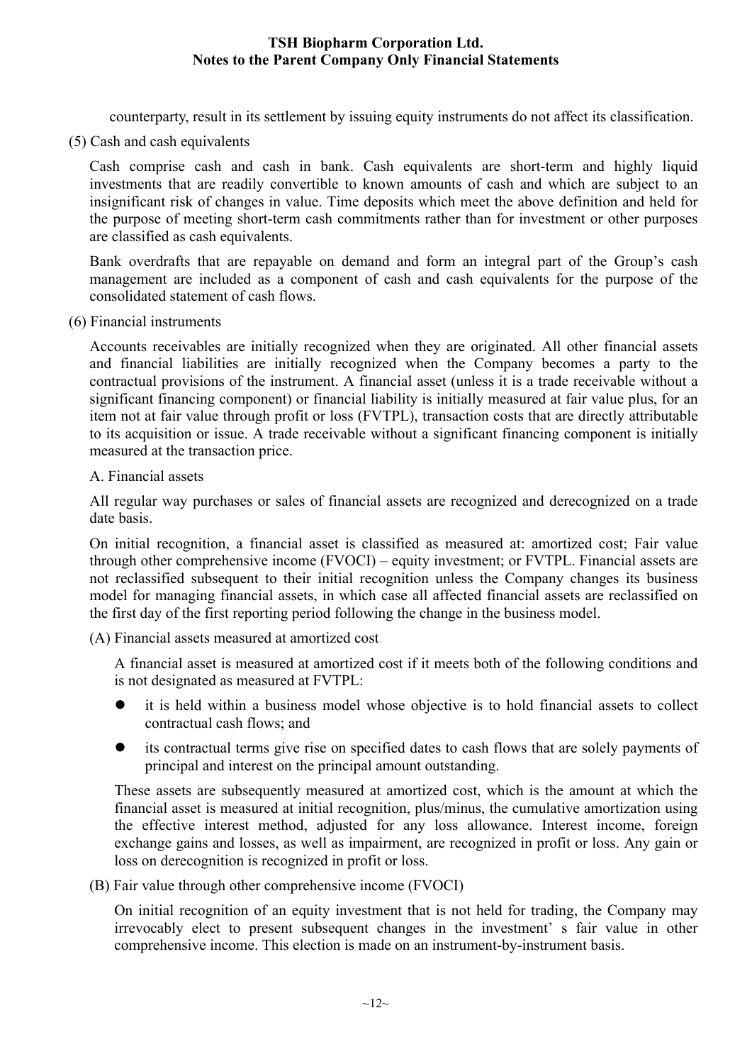counterparty, result in its settlement by issuing equity instruments do not affect its classification.

(5) Cash and cash equivalents

Cash comprise cash and cash in bank. Cash equivalents are short-term and highly liquid investments that are readily convertible to known amounts of cash and which are subject to an insignificant risk of changes in value. Time deposits which meet the above definition and held for the purpose of meeting short-term cash commitments rather than for investment or other purposes are classified as cash equivalents.

Bank overdrafts that are repayable on demand and form an integral part of the Group's cash management are included as a component of cash and cash equivalents for the purpose of the consolidated statement of cash flows.

(6) Financial instruments

Accounts receivables are initially recognized when they are originated. All other financial assets and financial liabilities are initially recognized when the Company becomes a party to the contractual provisions of the instrument. A financial asset (unless it is a trade receivable without a significant financing component) or financial liability is initially measured at fair value plus, for an item not at fair value through profit or loss (FVTPL), transaction costs that are directly attributable to its acquisition or issue. A trade receivable without a significant financing component is initially measured at the transaction price.

A. Financial assets

All regular way purchases or sales of financial assets are recognized and derecognized on a trade date basis.

On initial recognition, a financial asset is classified as measured at: amortized cost; Fair value through other comprehensive income (FVOCI) – equity investment; or FVTPL. Financial assets are not reclassified subsequent to their initial recognition unless the Company changes its business model for managing financial assets, in which case all affected financial assets are reclassified on the first day of the first reporting period following the change in the business model.

(A) Financial assets measured at amortized cost

A financial asset is measured at amortized cost if it meets both of the following conditions and is not designated as measured at FVTPL:

- it is held within a business model whose objective is to hold financial assets to collect contractual cash flows; and
- its contractual terms give rise on specified dates to cash flows that are solely payments of principal and interest on the principal amount outstanding.

These assets are subsequently measured at amortized cost, which is the amount at which the financial asset is measured at initial recognition, plus/minus, the cumulative amortization using the effective interest method, adjusted for any loss allowance. Interest income, foreign exchange gains and losses, as well as impairment, are recognized in profit or loss. Any gain or loss on derecognition is recognized in profit or loss.

(B) Fair value through other comprehensive income (FVOCI)

On initial recognition of an equity investment that is not held for trading, the Company may irrevocably elect to present subsequent changes in the investment' s fair value in other comprehensive income. This election is made on an instrument-by-instrument basis.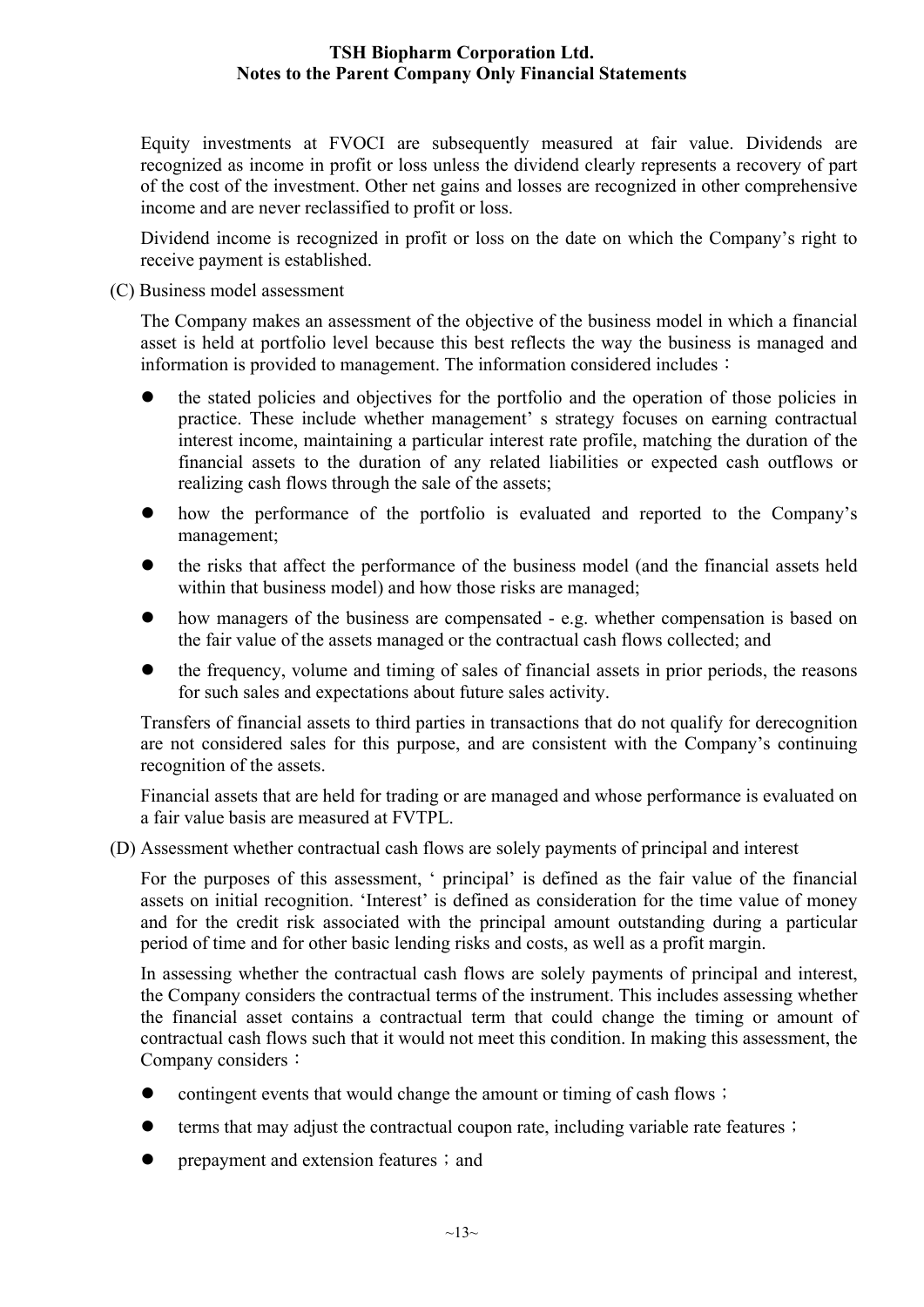Equity investments at FVOCI are subsequently measured at fair value. Dividends are recognized as income in profit or loss unless the dividend clearly represents a recovery of part of the cost of the investment. Other net gains and losses are recognized in other comprehensive income and are never reclassified to profit or loss.

Dividend income is recognized in profit or loss on the date on which the Company's right to receive payment is established.

(C) Business model assessment

The Company makes an assessment of the objective of the business model in which a financial asset is held at portfolio level because this best reflects the way the business is managed and information is provided to management. The information considered includes：

- the stated policies and objectives for the portfolio and the operation of those policies in practice. These include whether management' s strategy focuses on earning contractual interest income, maintaining a particular interest rate profile, matching the duration of the financial assets to the duration of any related liabilities or expected cash outflows or realizing cash flows through the sale of the assets;
- how the performance of the portfolio is evaluated and reported to the Company's management;
- the risks that affect the performance of the business model (and the financial assets held within that business model) and how those risks are managed;
- how managers of the business are compensated - e.g. whether compensation is based on the fair value of the assets managed or the contractual cash flows collected; and
- the frequency, volume and timing of sales of financial assets in prior periods, the reasons for such sales and expectations about future sales activity.

Transfers of financial assets to third parties in transactions that do not qualify for derecognition are not considered sales for this purpose, and are consistent with the Company's continuing recognition of the assets.

Financial assets that are held for trading or are managed and whose performance is evaluated on a fair value basis are measured at FVTPL.

(D) Assessment whether contractual cash flows are solely payments of principal and interest

For the purposes of this assessment, ' principal' is defined as the fair value of the financial assets on initial recognition. 'Interest' is defined as consideration for the time value of money and for the credit risk associated with the principal amount outstanding during a particular period of time and for other basic lending risks and costs, as well as a profit margin.

In assessing whether the contractual cash flows are solely payments of principal and interest, the Company considers the contractual terms of the instrument. This includes assessing whether the financial asset contains a contractual term that could change the timing or amount of contractual cash flows such that it would not meet this condition. In making this assessment, the Company considers：

- contingent events that would change the amount or timing of cash flows；
- terms that may adjust the contractual coupon rate, including variable rate features；
- prepayment and extension features；and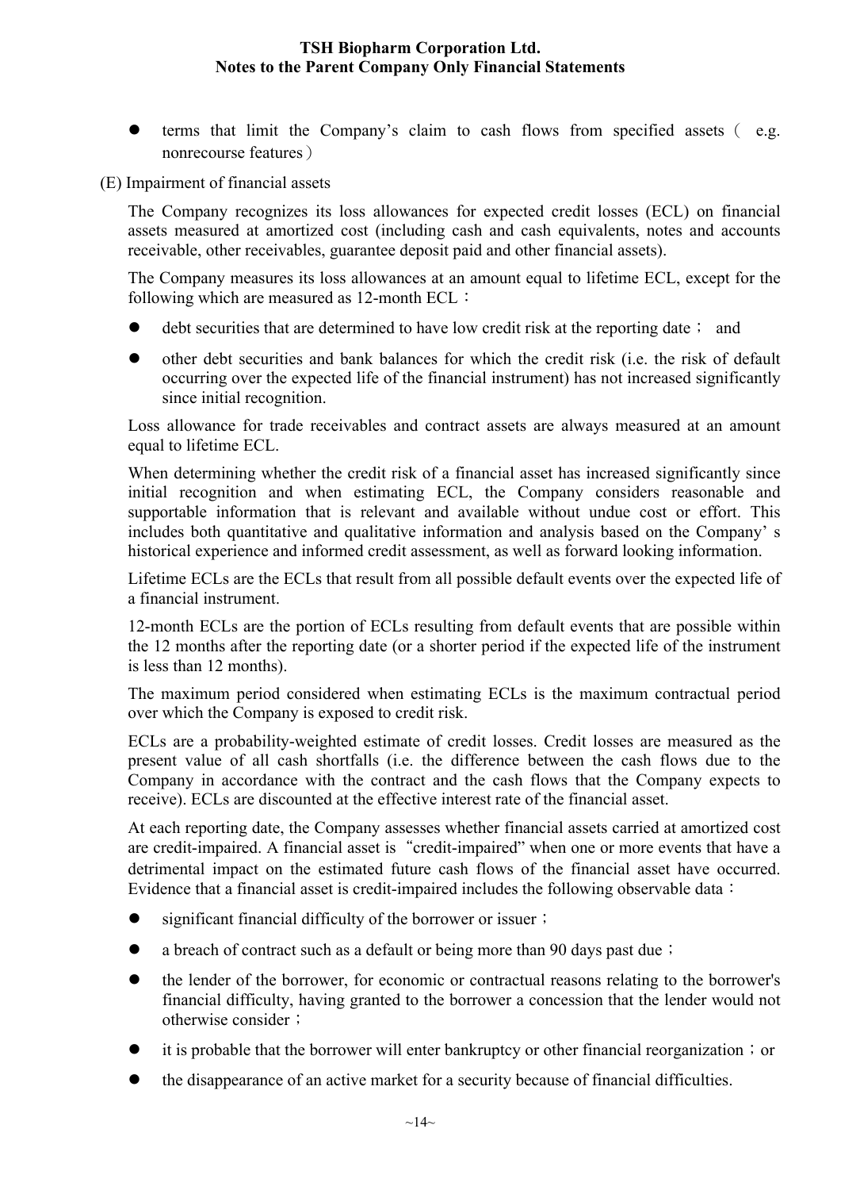- terms that limit the Company’s claim to cash flows from specified assets（ e.g. nonrecourse features）

(E) Impairment of financial assets

The Company recognizes its loss allowances for expected credit losses (ECL) on financial assets measured at amortized cost (including cash and cash equivalents, notes and accounts receivable, other receivables, guarantee deposit paid and other financial assets).

The Company measures its loss allowances at an amount equal to lifetime ECL, except for the following which are measured as 12-month ECL：

- debt securities that are determined to have low credit risk at the reporting date； and
- other debt securities and bank balances for which the credit risk (i.e. the risk of default occurring over the expected life of the financial instrument) has not increased significantly since initial recognition.

Loss allowance for trade receivables and contract assets are always measured at an amount equal to lifetime ECL.

When determining whether the credit risk of a financial asset has increased significantly since initial recognition and when estimating ECL, the Company considers reasonable and supportable information that is relevant and available without undue cost or effort. This includes both quantitative and qualitative information and analysis based on the Company’ s historical experience and informed credit assessment, as well as forward looking information.

Lifetime ECLs are the ECLs that result from all possible default events over the expected life of a financial instrument.

12-month ECLs are the portion of ECLs resulting from default events that are possible within the 12 months after the reporting date (or a shorter period if the expected life of the instrument is less than 12 months).

The maximum period considered when estimating ECLs is the maximum contractual period over which the Company is exposed to credit risk.

ECLs are a probability-weighted estimate of credit losses. Credit losses are measured as the present value of all cash shortfalls (i.e. the difference between the cash flows due to the Company in accordance with the contract and the cash flows that the Company expects to receive). ECLs are discounted at the effective interest rate of the financial asset.

At each reporting date, the Company assesses whether financial assets carried at amortized cost are credit-impaired. A financial asset is “credit-impaired” when one or more events that have a detrimental impact on the estimated future cash flows of the financial asset have occurred. Evidence that a financial asset is credit-impaired includes the following observable data：

- significant financial difficulty of the borrower or issuer；
- a breach of contract such as a default or being more than 90 days past due；
- the lender of the borrower, for economic or contractual reasons relating to the borrower's financial difficulty, having granted to the borrower a concession that the lender would not otherwise consider；
- it is probable that the borrower will enter bankruptcy or other financial reorganization；or
- the disappearance of an active market for a security because of financial difficulties.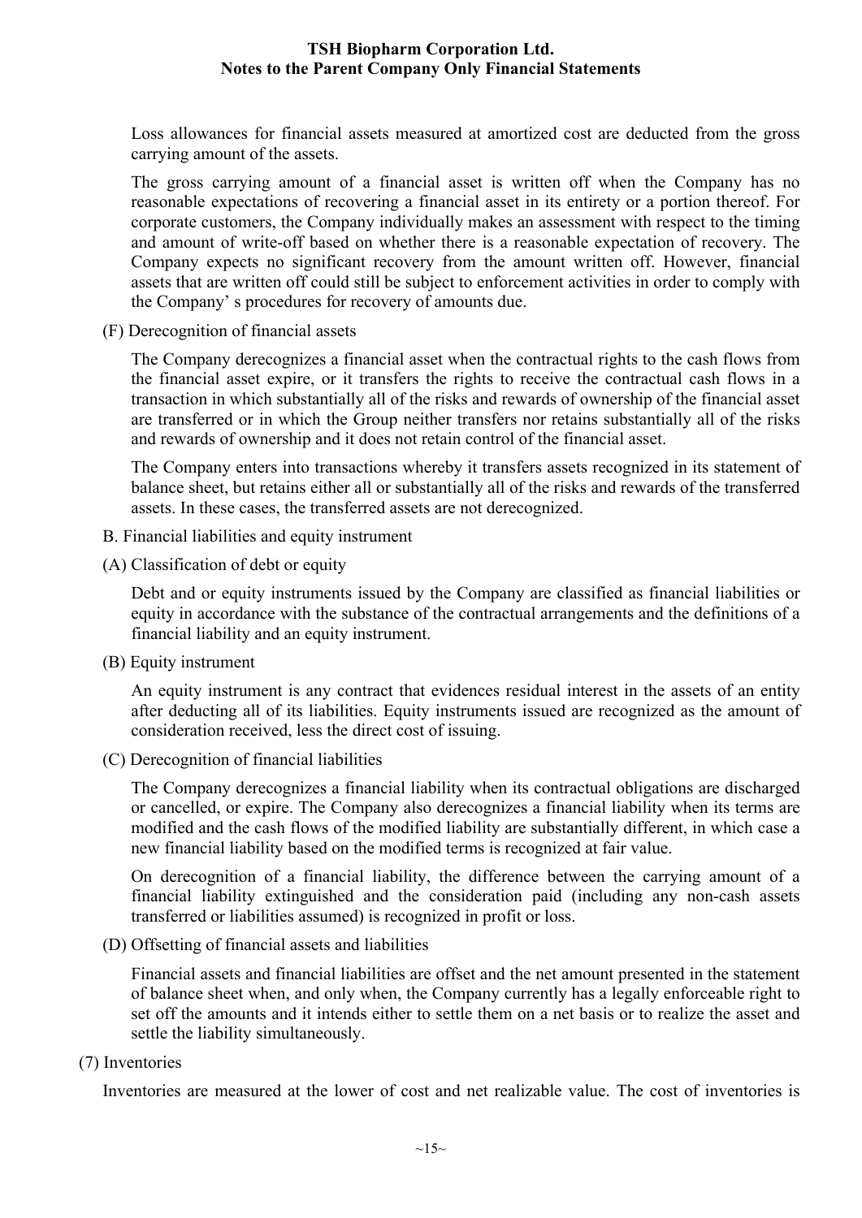Loss allowances for financial assets measured at amortized cost are deducted from the gross carrying amount of the assets.

The gross carrying amount of a financial asset is written off when the Company has no reasonable expectations of recovering a financial asset in its entirety or a portion thereof. For corporate customers, the Company individually makes an assessment with respect to the timing and amount of write-off based on whether there is a reasonable expectation of recovery. The Company expects no significant recovery from the amount written off. However, financial assets that are written off could still be subject to enforcement activities in order to comply with the Company' s procedures for recovery of amounts due.

(F) Derecognition of financial assets

The Company derecognizes a financial asset when the contractual rights to the cash flows from the financial asset expire, or it transfers the rights to receive the contractual cash flows in a transaction in which substantially all of the risks and rewards of ownership of the financial asset are transferred or in which the Group neither transfers nor retains substantially all of the risks and rewards of ownership and it does not retain control of the financial asset.

The Company enters into transactions whereby it transfers assets recognized in its statement of balance sheet, but retains either all or substantially all of the risks and rewards of the transferred assets. In these cases, the transferred assets are not derecognized.

B. Financial liabilities and equity instrument

(A) Classification of debt or equity

Debt and or equity instruments issued by the Company are classified as financial liabilities or equity in accordance with the substance of the contractual arrangements and the definitions of a financial liability and an equity instrument.

(B) Equity instrument

An equity instrument is any contract that evidences residual interest in the assets of an entity after deducting all of its liabilities. Equity instruments issued are recognized as the amount of consideration received, less the direct cost of issuing.

(C) Derecognition of financial liabilities

The Company derecognizes a financial liability when its contractual obligations are discharged or cancelled, or expire. The Company also derecognizes a financial liability when its terms are modified and the cash flows of the modified liability are substantially different, in which case a new financial liability based on the modified terms is recognized at fair value.

On derecognition of a financial liability, the difference between the carrying amount of a financial liability extinguished and the consideration paid (including any non-cash assets transferred or liabilities assumed) is recognized in profit or loss.

(D) Offsetting of financial assets and liabilities

Financial assets and financial liabilities are offset and the net amount presented in the statement of balance sheet when, and only when, the Company currently has a legally enforceable right to set off the amounts and it intends either to settle them on a net basis or to realize the asset and settle the liability simultaneously.

(7) Inventories

Inventories are measured at the lower of cost and net realizable value. The cost of inventories is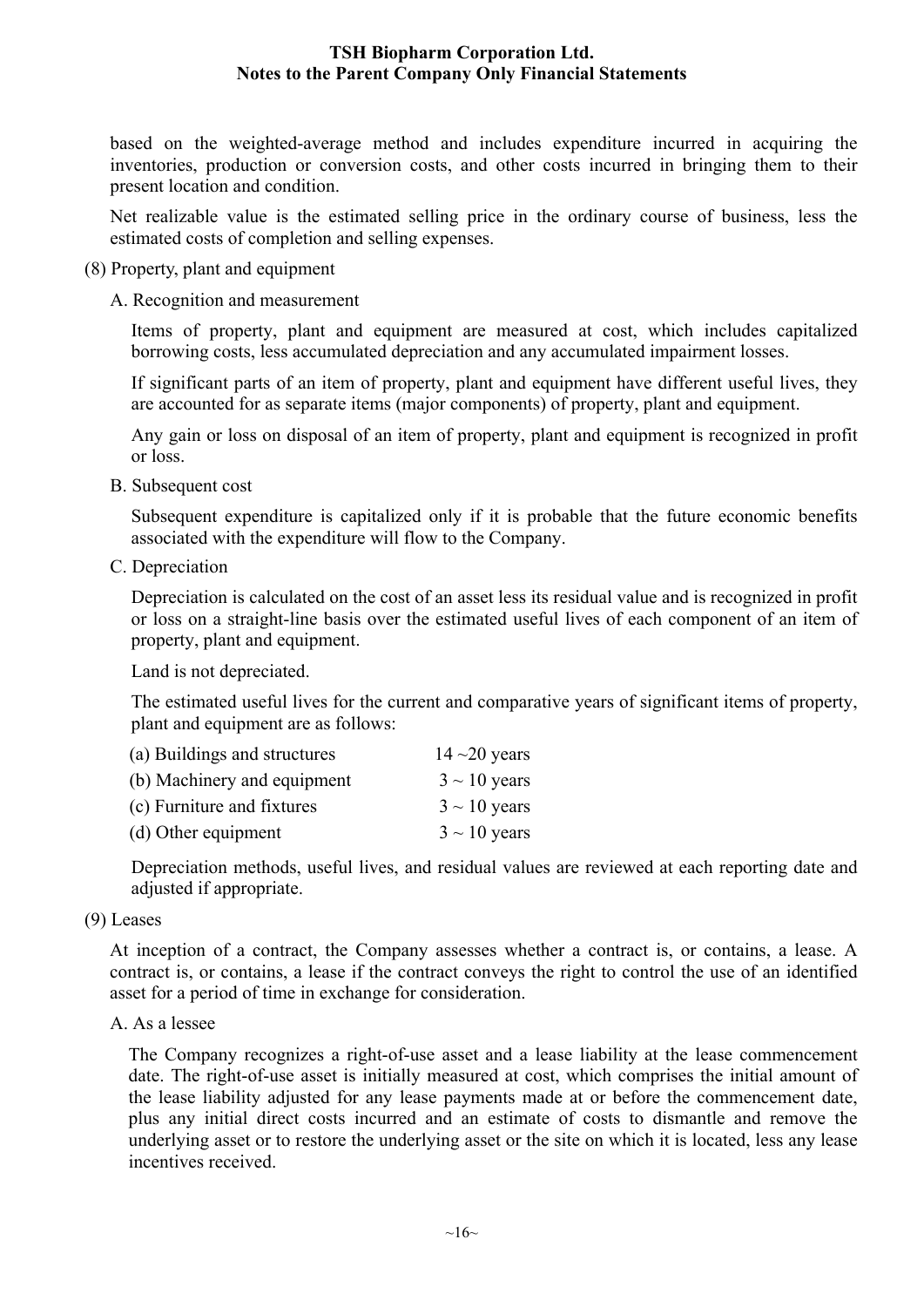based on the weighted-average method and includes expenditure incurred in acquiring the inventories, production or conversion costs, and other costs incurred in bringing them to their present location and condition.

Net realizable value is the estimated selling price in the ordinary course of business, less the estimated costs of completion and selling expenses.

(8) Property, plant and equipment

A. Recognition and measurement

Items of property, plant and equipment are measured at cost, which includes capitalized borrowing costs, less accumulated depreciation and any accumulated impairment losses.

If significant parts of an item of property, plant and equipment have different useful lives, they are accounted for as separate items (major components) of property, plant and equipment.

Any gain or loss on disposal of an item of property, plant and equipment is recognized in profit or loss.

B. Subsequent cost

Subsequent expenditure is capitalized only if it is probable that the future economic benefits associated with the expenditure will flow to the Company.

C. Depreciation

Depreciation is calculated on the cost of an asset less its residual value and is recognized in profit or loss on a straight-line basis over the estimated useful lives of each component of an item of property, plant and equipment.

Land is not depreciated.

The estimated useful lives for the current and comparative years of significant items of property, plant and equipment are as follows:

| | |
|---|---|
| (a) Buildings and structures | 14 ~20 years |
| (b) Machinery and equipment | 3 ~ 10 years |
| (c) Furniture and fixtures | 3 ~ 10 years |
| (d) Other equipment | 3 ~ 10 years |

Depreciation methods, useful lives, and residual values are reviewed at each reporting date and adjusted if appropriate.

(9) Leases

At inception of a contract, the Company assesses whether a contract is, or contains, a lease. A contract is, or contains, a lease if the contract conveys the right to control the use of an identified asset for a period of time in exchange for consideration.

A. As a lessee

The Company recognizes a right-of-use asset and a lease liability at the lease commencement date. The right-of-use asset is initially measured at cost, which comprises the initial amount of the lease liability adjusted for any lease payments made at or before the commencement date, plus any initial direct costs incurred and an estimate of costs to dismantle and remove the underlying asset or to restore the underlying asset or the site on which it is located, less any lease incentives received.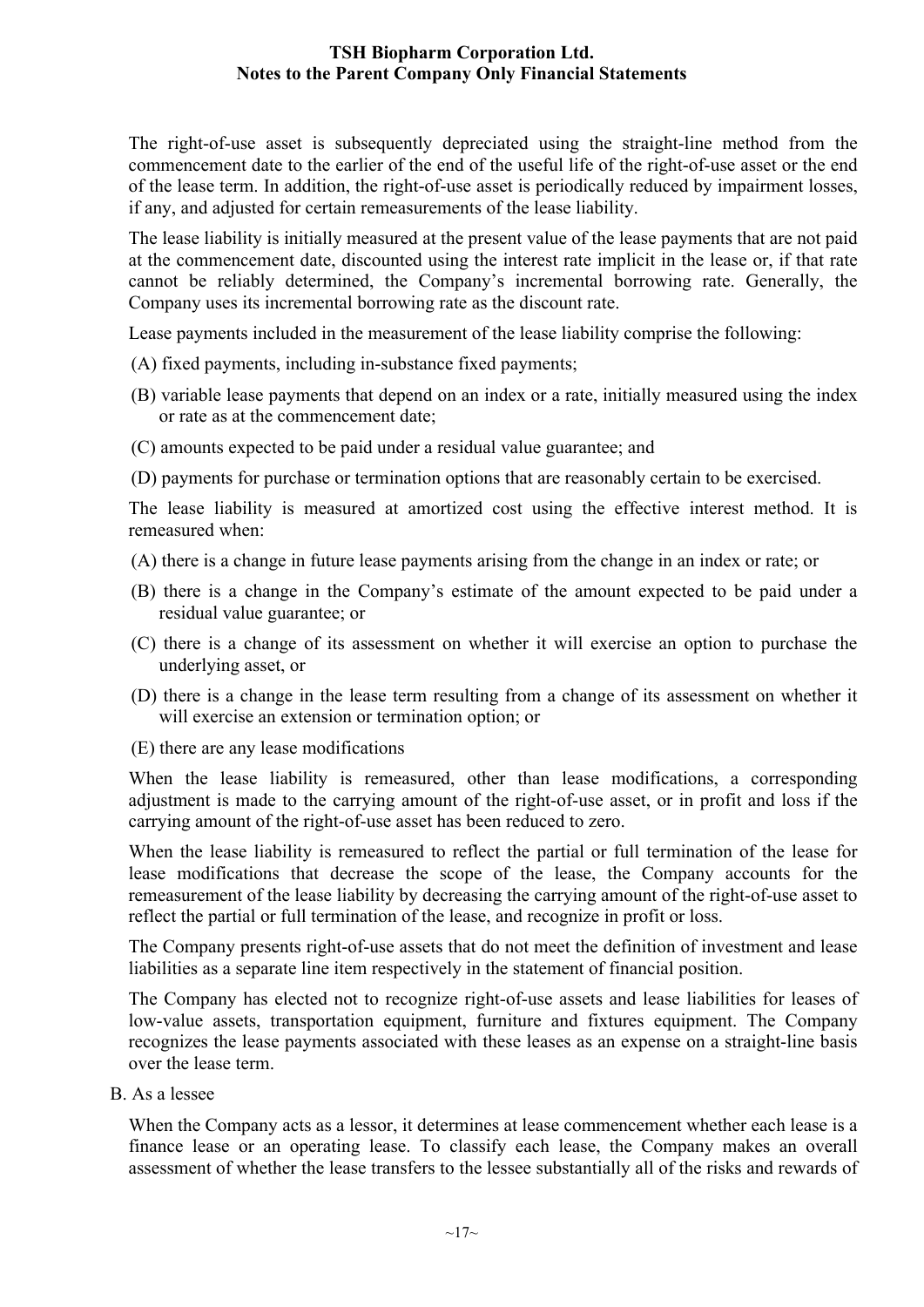The right-of-use asset is subsequently depreciated using the straight-line method from the commencement date to the earlier of the end of the useful life of the right-of-use asset or the end of the lease term. In addition, the right-of-use asset is periodically reduced by impairment losses, if any, and adjusted for certain remeasurements of the lease liability.

The lease liability is initially measured at the present value of the lease payments that are not paid at the commencement date, discounted using the interest rate implicit in the lease or, if that rate cannot be reliably determined, the Company's incremental borrowing rate. Generally, the Company uses its incremental borrowing rate as the discount rate.

Lease payments included in the measurement of the lease liability comprise the following:

(A) fixed payments, including in-substance fixed payments;

(B) variable lease payments that depend on an index or a rate, initially measured using the index or rate as at the commencement date;

(C) amounts expected to be paid under a residual value guarantee; and

(D) payments for purchase or termination options that are reasonably certain to be exercised.

The lease liability is measured at amortized cost using the effective interest method. It is remeasured when:

(A) there is a change in future lease payments arising from the change in an index or rate; or

(B) there is a change in the Company's estimate of the amount expected to be paid under a residual value guarantee; or

(C) there is a change of its assessment on whether it will exercise an option to purchase the underlying asset, or

(D) there is a change in the lease term resulting from a change of its assessment on whether it will exercise an extension or termination option; or

(E) there are any lease modifications

When the lease liability is remeasured, other than lease modifications, a corresponding adjustment is made to the carrying amount of the right-of-use asset, or in profit and loss if the carrying amount of the right-of-use asset has been reduced to zero.

When the lease liability is remeasured to reflect the partial or full termination of the lease for lease modifications that decrease the scope of the lease, the Company accounts for the remeasurement of the lease liability by decreasing the carrying amount of the right-of-use asset to reflect the partial or full termination of the lease, and recognize in profit or loss.

The Company presents right-of-use assets that do not meet the definition of investment and lease liabilities as a separate line item respectively in the statement of financial position.

The Company has elected not to recognize right-of-use assets and lease liabilities for leases of low-value assets, transportation equipment, furniture and fixtures equipment. The Company recognizes the lease payments associated with these leases as an expense on a straight-line basis over the lease term.

B. As a lessee

When the Company acts as a lessor, it determines at lease commencement whether each lease is a finance lease or an operating lease. To classify each lease, the Company makes an overall assessment of whether the lease transfers to the lessee substantially all of the risks and rewards of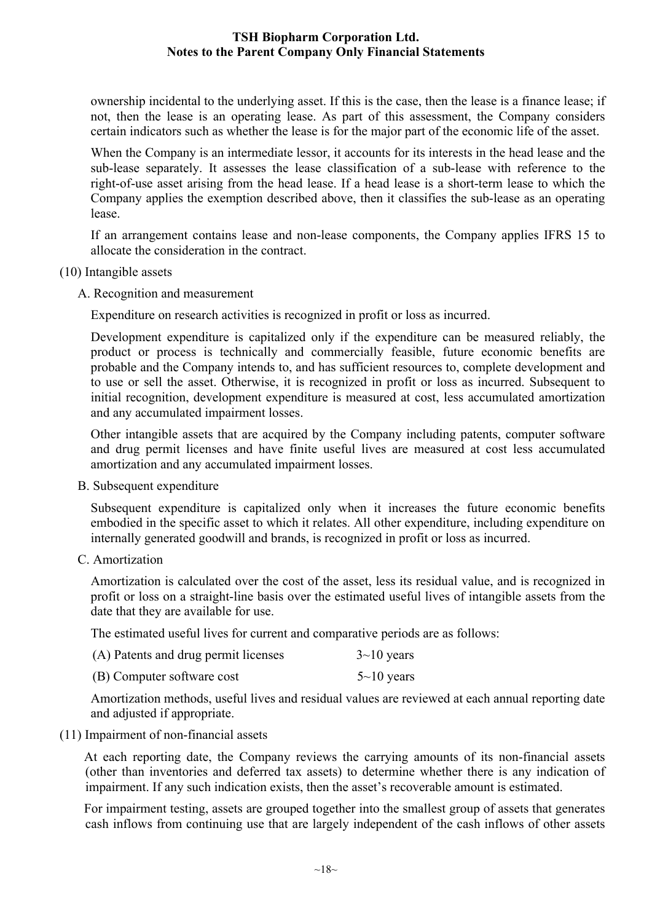ownership incidental to the underlying asset. If this is the case, then the lease is a finance lease; if not, then the lease is an operating lease. As part of this assessment, the Company considers certain indicators such as whether the lease is for the major part of the economic life of the asset.

When the Company is an intermediate lessor, it accounts for its interests in the head lease and the sub-lease separately. It assesses the lease classification of a sub-lease with reference to the right-of-use asset arising from the head lease. If a head lease is a short-term lease to which the Company applies the exemption described above, then it classifies the sub-lease as an operating lease.

If an arrangement contains lease and non-lease components, the Company applies IFRS 15 to allocate the consideration in the contract.

(10) Intangible assets

A. Recognition and measurement

Expenditure on research activities is recognized in profit or loss as incurred.

Development expenditure is capitalized only if the expenditure can be measured reliably, the product or process is technically and commercially feasible, future economic benefits are probable and the Company intends to, and has sufficient resources to, complete development and to use or sell the asset. Otherwise, it is recognized in profit or loss as incurred. Subsequent to initial recognition, development expenditure is measured at cost, less accumulated amortization and any accumulated impairment losses.

Other intangible assets that are acquired by the Company including patents, computer software and drug permit licenses and have finite useful lives are measured at cost less accumulated amortization and any accumulated impairment losses.

B. Subsequent expenditure

Subsequent expenditure is capitalized only when it increases the future economic benefits embodied in the specific asset to which it relates. All other expenditure, including expenditure on internally generated goodwill and brands, is recognized in profit or loss as incurred.

C. Amortization

Amortization is calculated over the cost of the asset, less its residual value, and is recognized in profit or loss on a straight-line basis over the estimated useful lives of intangible assets from the date that they are available for use.

The estimated useful lives for current and comparative periods are as follows:

| | |
|---|---|
| (A) Patents and drug permit licenses | 3~10 years |
| (B) Computer software cost | 5~10 years |

Amortization methods, useful lives and residual values are reviewed at each annual reporting date and adjusted if appropriate.

(11) Impairment of non-financial assets

At each reporting date, the Company reviews the carrying amounts of its non-financial assets (other than inventories and deferred tax assets) to determine whether there is any indication of impairment. If any such indication exists, then the asset's recoverable amount is estimated.

For impairment testing, assets are grouped together into the smallest group of assets that generates cash inflows from continuing use that are largely independent of the cash inflows of other assets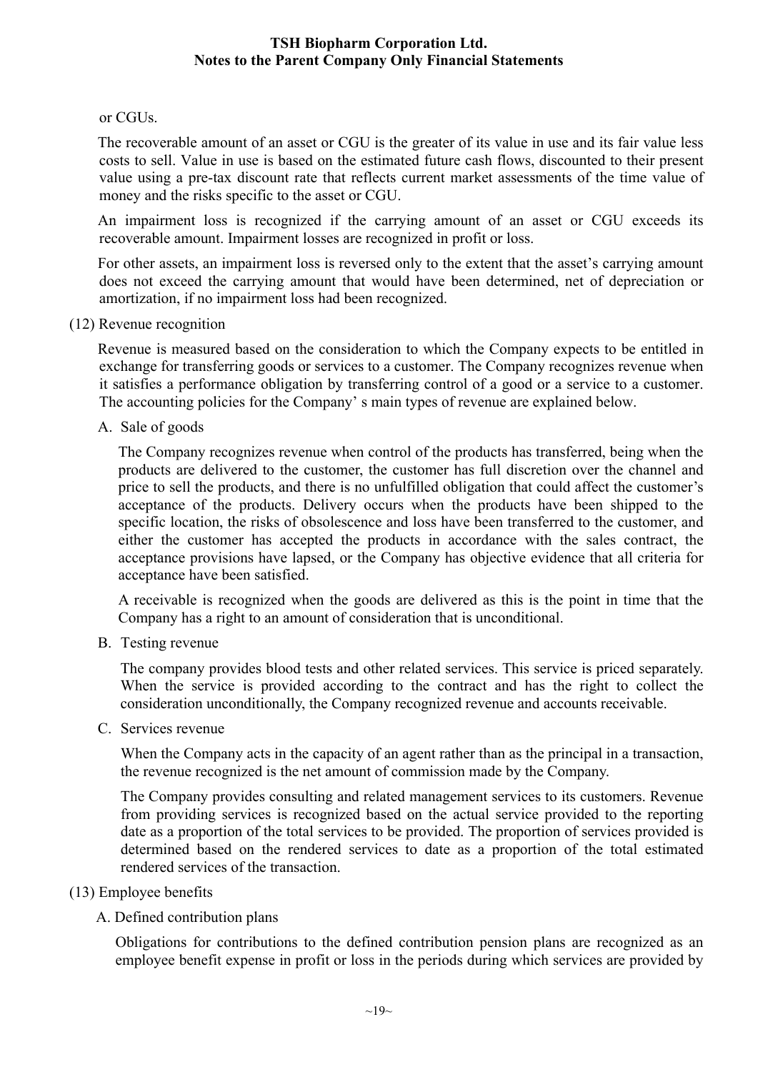or CGUs.

The recoverable amount of an asset or CGU is the greater of its value in use and its fair value less costs to sell. Value in use is based on the estimated future cash flows, discounted to their present value using a pre-tax discount rate that reflects current market assessments of the time value of money and the risks specific to the asset or CGU.

An impairment loss is recognized if the carrying amount of an asset or CGU exceeds its recoverable amount. Impairment losses are recognized in profit or loss.

For other assets, an impairment loss is reversed only to the extent that the asset's carrying amount does not exceed the carrying amount that would have been determined, net of depreciation or amortization, if no impairment loss had been recognized.

(12) Revenue recognition

Revenue is measured based on the consideration to which the Company expects to be entitled in exchange for transferring goods or services to a customer. The Company recognizes revenue when it satisfies a performance obligation by transferring control of a good or a service to a customer. The accounting policies for the Company' s main types of revenue are explained below.

A. Sale of goods

The Company recognizes revenue when control of the products has transferred, being when the products are delivered to the customer, the customer has full discretion over the channel and price to sell the products, and there is no unfulfilled obligation that could affect the customer's acceptance of the products. Delivery occurs when the products have been shipped to the specific location, the risks of obsolescence and loss have been transferred to the customer, and either the customer has accepted the products in accordance with the sales contract, the acceptance provisions have lapsed, or the Company has objective evidence that all criteria for acceptance have been satisfied.

A receivable is recognized when the goods are delivered as this is the point in time that the Company has a right to an amount of consideration that is unconditional.

B. Testing revenue

The company provides blood tests and other related services. This service is priced separately. When the service is provided according to the contract and has the right to collect the consideration unconditionally, the Company recognized revenue and accounts receivable.

C. Services revenue

When the Company acts in the capacity of an agent rather than as the principal in a transaction, the revenue recognized is the net amount of commission made by the Company.

The Company provides consulting and related management services to its customers. Revenue from providing services is recognized based on the actual service provided to the reporting date as a proportion of the total services to be provided. The proportion of services provided is determined based on the rendered services to date as a proportion of the total estimated rendered services of the transaction.

(13) Employee benefits

A. Defined contribution plans

Obligations for contributions to the defined contribution pension plans are recognized as an employee benefit expense in profit or loss in the periods during which services are provided by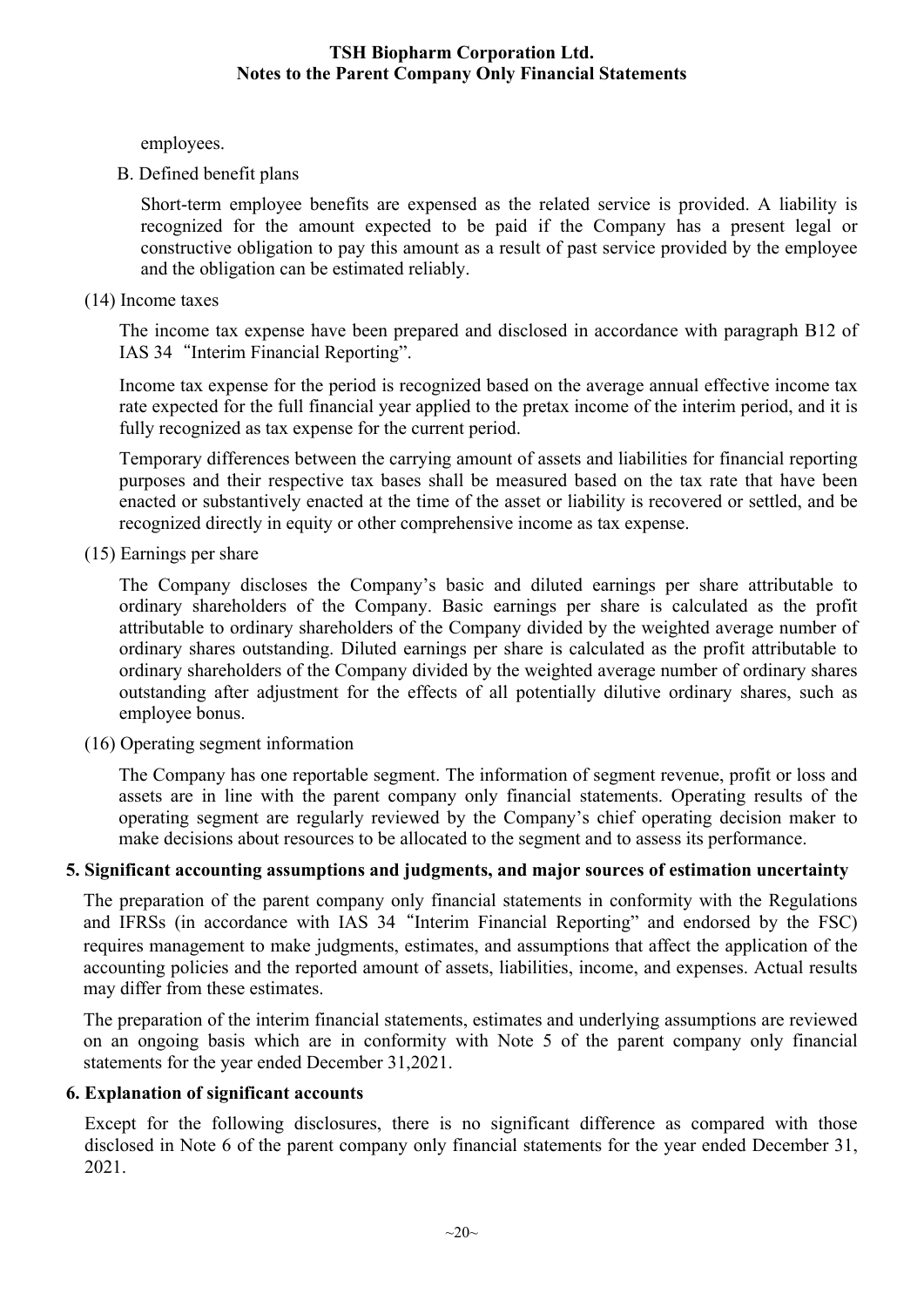employees.

B. Defined benefit plans

Short-term employee benefits are expensed as the related service is provided. A liability is recognized for the amount expected to be paid if the Company has a present legal or constructive obligation to pay this amount as a result of past service provided by the employee and the obligation can be estimated reliably.

(14) Income taxes

The income tax expense have been prepared and disclosed in accordance with paragraph B12 of IAS 34 "Interim Financial Reporting".

Income tax expense for the period is recognized based on the average annual effective income tax rate expected for the full financial year applied to the pretax income of the interim period, and it is fully recognized as tax expense for the current period.

Temporary differences between the carrying amount of assets and liabilities for financial reporting purposes and their respective tax bases shall be measured based on the tax rate that have been enacted or substantively enacted at the time of the asset or liability is recovered or settled, and be recognized directly in equity or other comprehensive income as tax expense.

(15) Earnings per share

The Company discloses the Company's basic and diluted earnings per share attributable to ordinary shareholders of the Company. Basic earnings per share is calculated as the profit attributable to ordinary shareholders of the Company divided by the weighted average number of ordinary shares outstanding. Diluted earnings per share is calculated as the profit attributable to ordinary shareholders of the Company divided by the weighted average number of ordinary shares outstanding after adjustment for the effects of all potentially dilutive ordinary shares, such as employee bonus.

(16) Operating segment information

The Company has one reportable segment. The information of segment revenue, profit or loss and assets are in line with the parent company only financial statements. Operating results of the operating segment are regularly reviewed by the Company's chief operating decision maker to make decisions about resources to be allocated to the segment and to assess its performance.

## 5. Significant accounting assumptions and judgments, and major sources of estimation uncertainty

The preparation of the parent company only financial statements in conformity with the Regulations and IFRSs (in accordance with IAS 34 "Interim Financial Reporting" and endorsed by the FSC) requires management to make judgments, estimates, and assumptions that affect the application of the accounting policies and the reported amount of assets, liabilities, income, and expenses. Actual results may differ from these estimates.

The preparation of the interim financial statements, estimates and underlying assumptions are reviewed on an ongoing basis which are in conformity with Note 5 of the parent company only financial statements for the year ended December 31,2021.

## 6. Explanation of significant accounts

Except for the following disclosures, there is no significant difference as compared with those disclosed in Note 6 of the parent company only financial statements for the year ended December 31, 2021.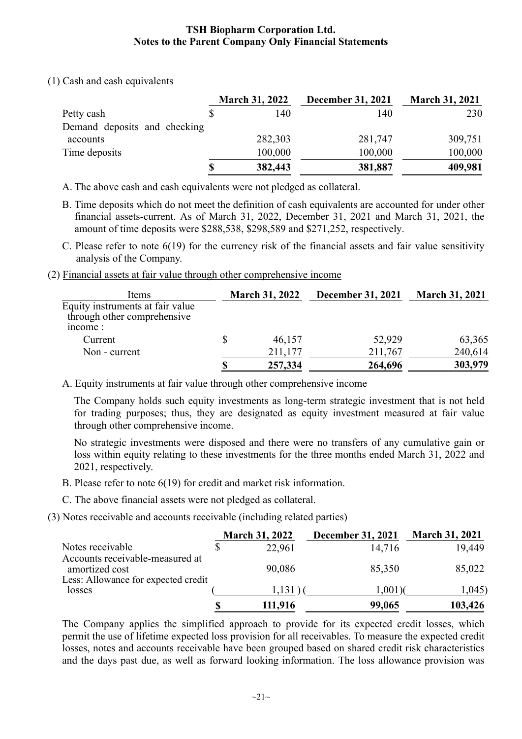(1) Cash and cash equivalents

| | March 31, 2022 | December 31, 2021 | March 31, 2021 |
|---|---|---|---|
| Petty cash | $ 140 | 140 | 230 |
| Demand deposits and checking accounts | 282,303 | 281,747 | 309,751 |
| Time deposits | 100,000 | 100,000 | 100,000 |
| | **$ 382,443** | **381,887** | **409,981** |

A. The above cash and cash equivalents were not pledged as collateral.

B. Time deposits which do not meet the definition of cash equivalents are accounted for under other financial assets-current. As of March 31, 2022, December 31, 2021 and March 31, 2021, the amount of time deposits were $288,538, $298,589 and $271,252, respectively.

C. Please refer to note 6(19) for the currency risk of the financial assets and fair value sensitivity analysis of the Company.

(2) Financial assets at fair value through other comprehensive income

| Items | March 31, 2022 | December 31, 2021 | March 31, 2021 |
|---|---|---|---|
| Equity instruments at fair value through other comprehensive income : | | | |
| Current | $ 46,157 | 52,929 | 63,365 |
| Non - current | 211,177 | 211,767 | 240,614 |
| | **$ 257,334** | **264,696** | **303,979** |

A. Equity instruments at fair value through other comprehensive income

The Company holds such equity investments as long-term strategic investment that is not held for trading purposes; thus, they are designated as equity investment measured at fair value through other comprehensive income.

No strategic investments were disposed and there were no transfers of any cumulative gain or loss within equity relating to these investments for the three months ended March 31, 2022 and 2021, respectively.

B. Please refer to note 6(19) for credit and market risk information.

C. The above financial assets were not pledged as collateral.

(3) Notes receivable and accounts receivable (including related parties)

| | March 31, 2022 | December 31, 2021 | March 31, 2021 |
|---|---|---|---|
| Notes receivable | $ 22,961 | 14,716 | 19,449 |
| Accounts receivable-measured at amortized cost | 90,086 | 85,350 | 85,022 |
| Less: Allowance for expected credit losses | ( 1,131 ) | ( 1,001) | ( 1,045) |
| | **$ 111,916** | **99,065** | **103,426** |

The Company applies the simplified approach to provide for its expected credit losses, which permit the use of lifetime expected loss provision for all receivables. To measure the expected credit losses, notes and accounts receivable have been grouped based on shared credit risk characteristics and the days past due, as well as forward looking information. The loss allowance provision was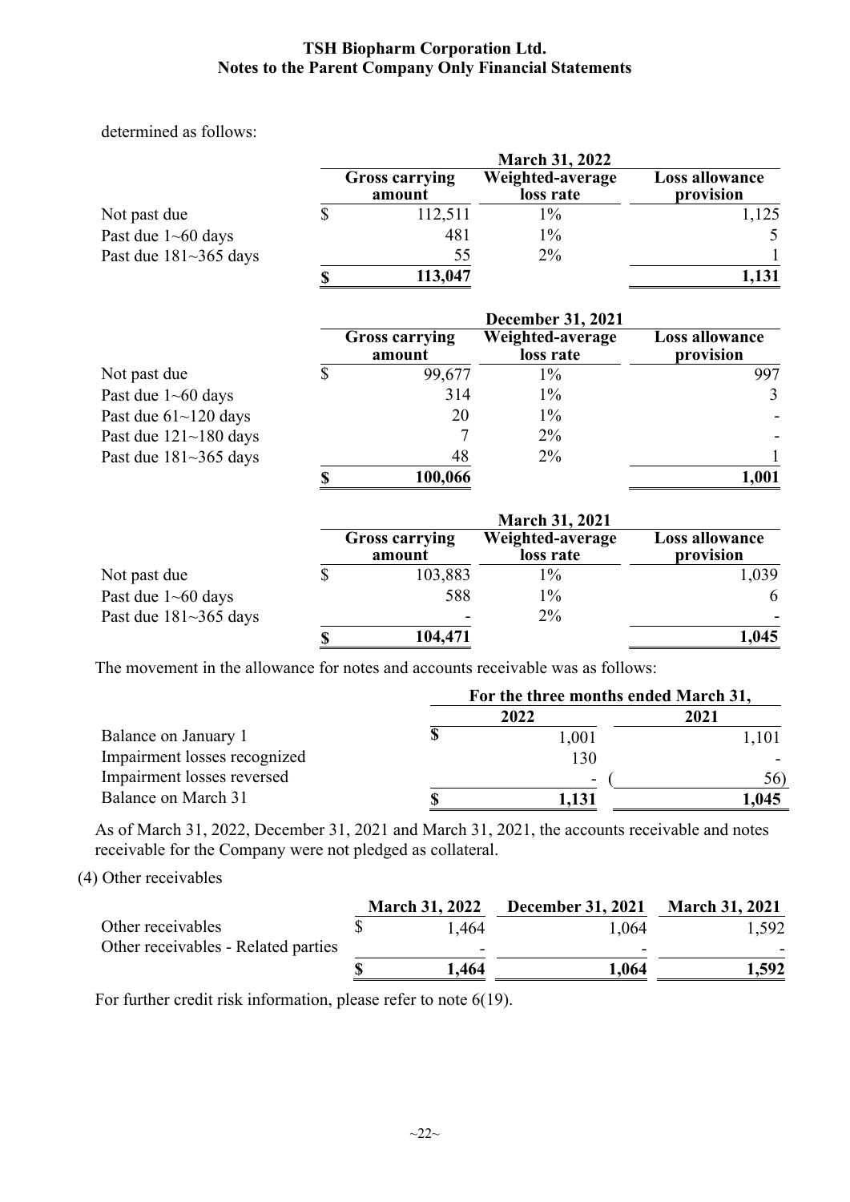determined as follows:

| | March 31, 2022 | | |
|---|---|---|---|
| | Gross carrying amount | Weighted-average loss rate | Loss allowance provision |
| Not past due | $ 112,511 | 1% | 1,125 |
| Past due 1~60 days | 481 | 1% | 5 |
| Past due 181~365 days | 55 | 2% | 1 |
| | **$ 113,047** | | **1,131** |

| | December 31, 2021 | | |
|---|---|---|---|
| | Gross carrying amount | Weighted-average loss rate | Loss allowance provision |
| Not past due | $ 99,677 | 1% | 997 |
| Past due 1~60 days | 314 | 1% | 3 |
| Past due 61~120 days | 20 | 1% | - |
| Past due 121~180 days | 7 | 2% | - |
| Past due 181~365 days | 48 | 2% | 1 |
| | **$ 100,066** | | **1,001** |

| | March 31, 2021 | | |
|---|---|---|---|
| | Gross carrying amount | Weighted-average loss rate | Loss allowance provision |
| Not past due | $ 103,883 | 1% | 1,039 |
| Past due 1~60 days | 588 | 1% | 6 |
| Past due 181~365 days | - | 2% | - |
| | **$ 104,471** | | **1,045** |

The movement in the allowance for notes and accounts receivable was as follows:

| | For the three months ended March 31, | |
|---|---|---|
| | 2022 | 2021 |
| Balance on January 1 | $ 1,001 | 1,101 |
| Impairment losses recognized | 130 | - |
| Impairment losses reversed | - | (56) |
| Balance on March 31 | **$ 1,131** | **1,045** |

As of March 31, 2022, December 31, 2021 and March 31, 2021, the accounts receivable and notes receivable for the Company were not pledged as collateral.

(4) Other receivables

| | March 31, 2022 | December 31, 2021 | March 31, 2021 |
|---|---|---|---|
| Other receivables | $ 1,464 | 1,064 | 1,592 |
| Other receivables - Related parties | - | - | - |
| | **$ 1,464** | **1,064** | **1,592** |

For further credit risk information, please refer to note 6(19).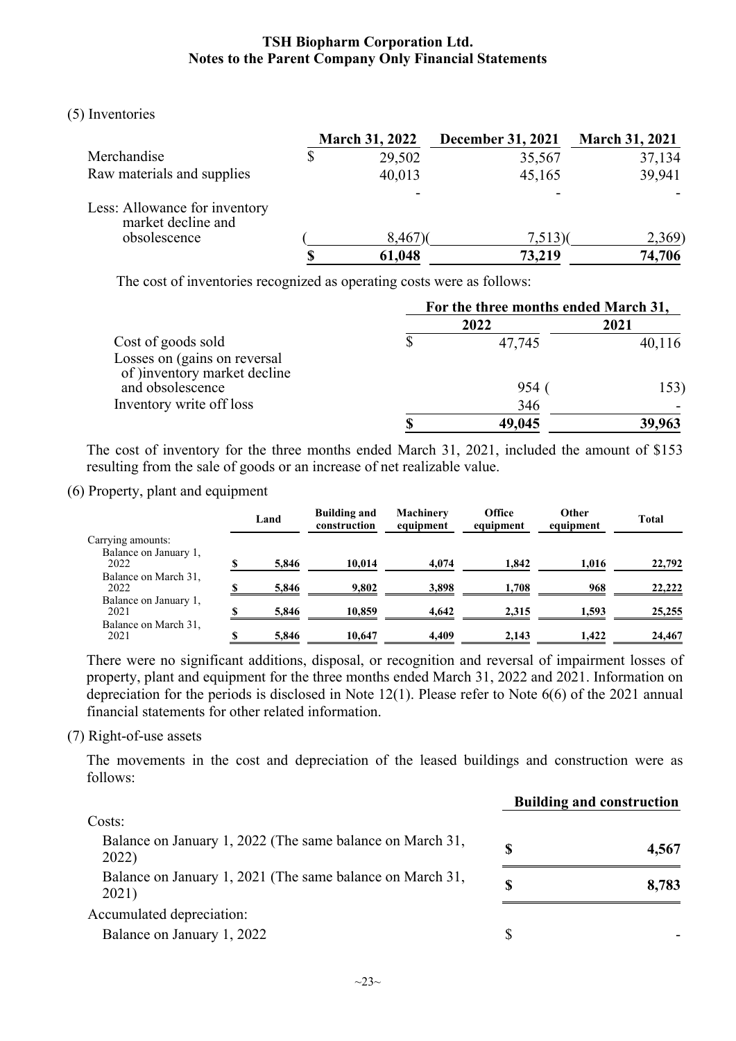**TSH Biopharm Corporation Ltd.**
**Notes to the Parent Company Only Financial Statements**

(5) Inventories

| | March 31, 2022 | December 31, 2021 | March 31, 2021 |
|---|---|---|---|
| Merchandise | $ 29,502 | 35,567 | 37,134 |
| Raw materials and supplies | 40,013 | 45,165 | 39,941 |
| | - | - | - |
| Less: Allowance for inventory market decline and obsolescence | (8,467) | (7,513) | (2,369) |
| | $ 61,048 | 73,219 | 74,706 |

The cost of inventories recognized as operating costs were as follows:

| | For the three months ended March 31, | |
|---|---|---|
| | 2022 | 2021 |
| Cost of goods sold | $ 47,745 | 40,116 |
| Losses on (gains on reversal of )inventory market decline and obsolescence | 954 | (153) |
| Inventory write off loss | 346 | - |
| | $ 49,045 | 39,963 |

The cost of inventory for the three months ended March 31, 2021, included the amount of $153 resulting from the sale of goods or an increase of net realizable value.

(6) Property, plant and equipment

| | Land | Building and construction | Machinery equipment | Office equipment | Other equipment | Total |
|---|---|---|---|---|---|---|
| Carrying amounts: | | | | | | |
| Balance on January 1, 2022 | $ 5,846 | 10,014 | 4,074 | 1,842 | 1,016 | 22,792 |
| Balance on March 31, 2022 | $ 5,846 | 9,802 | 3,898 | 1,708 | 968 | 22,222 |
| Balance on January 1, 2021 | $ 5,846 | 10,859 | 4,642 | 2,315 | 1,593 | 25,255 |
| Balance on March 31, 2021 | $ 5,846 | 10,647 | 4,409 | 2,143 | 1,422 | 24,467 |

There were no significant additions, disposal, or recognition and reversal of impairment losses of property, plant and equipment for the three months ended March 31, 2022 and 2021. Information on depreciation for the periods is disclosed in Note 12(1). Please refer to Note 6(6) of the 2021 annual financial statements for other related information.

(7) Right-of-use assets

The movements in the cost and depreciation of the leased buildings and construction were as follows:

| | Building and construction |
|---|---|
| Costs: | |
| Balance on January 1, 2022 (The same balance on March 31, 2022) | $ 4,567 |
| Balance on January 1, 2021 (The same balance on March 31, 2021) | $ 8,783 |
| Accumulated depreciation: | |
| Balance on January 1, 2022 | $ - |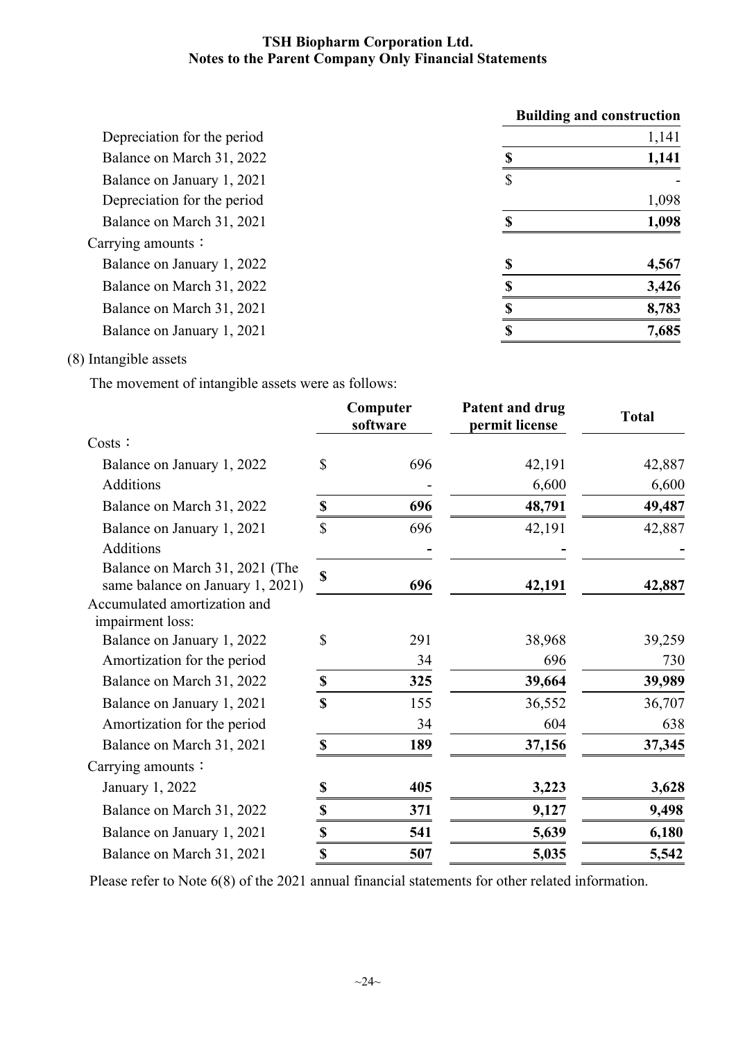| | Building and construction |
|---|---|
| Depreciation for the period | 1,141 |
| Balance on March 31, 2022 | **$ 1,141** |
| Balance on January 1, 2021 | $ - |
| Depreciation for the period | 1,098 |
| Balance on March 31, 2021 | **$ 1,098** |
| Carrying amounts： | |
| Balance on January 1, 2022 | **$ 4,567** |
| Balance on March 31, 2022 | **$ 3,426** |
| Balance on March 31, 2021 | **$ 8,783** |
| Balance on January 1, 2021 | **$ 7,685** |

(8) Intangible assets

The movement of intangible assets were as follows:

| | Computer software | Patent and drug permit license | Total |
|---|---|---|---|
| Costs： | | | |
| Balance on January 1, 2022 | $ 696 | 42,191 | 42,887 |
| Additions | - | 6,600 | 6,600 |
| Balance on March 31, 2022 | **$ 696** | **48,791** | **49,487** |
| Balance on January 1, 2021 | $ 696 | 42,191 | 42,887 |
| Additions | **-** | **-** | **-** |
| Balance on March 31, 2021 (The same balance on January 1, 2021) | **$ 696** | **42,191** | **42,887** |
| Accumulated amortization and impairment loss: | | | |
| Balance on January 1, 2022 | $ 291 | 38,968 | 39,259 |
| Amortization for the period | 34 | 696 | 730 |
| Balance on March 31, 2022 | **$ 325** | **39,664** | **39,989** |
| Balance on January 1, 2021 | **$** 155 | 36,552 | 36,707 |
| Amortization for the period | 34 | 604 | 638 |
| Balance on March 31, 2021 | **$ 189** | **37,156** | **37,345** |
| Carrying amounts： | | | |
| January 1, 2022 | **$ 405** | **3,223** | **3,628** |
| Balance on March 31, 2022 | **$ 371** | **9,127** | **9,498** |
| Balance on January 1, 2021 | **$ 541** | **5,639** | **6,180** |
| Balance on March 31, 2021 | **$ 507** | **5,035** | **5,542** |

Please refer to Note 6(8) of the 2021 annual financial statements for other related information.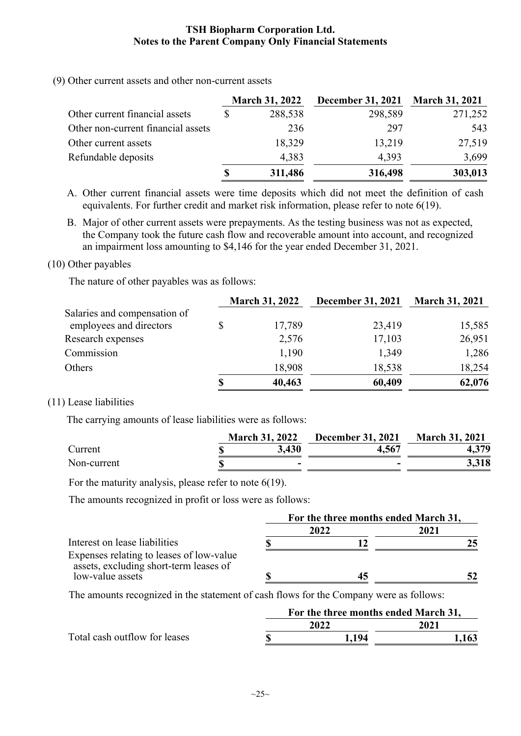(9) Other current assets and other non-current assets

| | March 31, 2022 | December 31, 2021 | March 31, 2021 |
|---|---|---|---|
| Other current financial assets | $ 288,538 | 298,589 | 271,252 |
| Other non-current financial assets | 236 | 297 | 543 |
| Other current assets | 18,329 | 13,219 | 27,519 |
| Refundable deposits | 4,383 | 4,393 | 3,699 |
| | **$ 311,486** | **316,498** | **303,013** |

A. Other current financial assets were time deposits which did not meet the definition of cash equivalents. For further credit and market risk information, please refer to note 6(19).

B. Major of other current assets were prepayments. As the testing business was not as expected, the Company took the future cash flow and recoverable amount into account, and recognized an impairment loss amounting to $4,146 for the year ended December 31, 2021.

(10) Other payables

The nature of other payables was as follows:

| | March 31, 2022 | December 31, 2021 | March 31, 2021 |
|---|---|---|---|
| Salaries and compensation of employees and directors | $ 17,789 | 23,419 | 15,585 |
| Research expenses | 2,576 | 17,103 | 26,951 |
| Commission | 1,190 | 1,349 | 1,286 |
| Others | 18,908 | 18,538 | 18,254 |
| | **$ 40,463** | **60,409** | **62,076** |

(11) Lease liabilities

The carrying amounts of lease liabilities were as follows:

| | March 31, 2022 | December 31, 2021 | March 31, 2021 |
|---|---|---|---|
| Current | **$ 3,430** | **4,567** | **4,379** |
| Non-current | **$ -** | **-** | **3,318** |

For the maturity analysis, please refer to note 6(19).

The amounts recognized in profit or loss were as follows:

| | For the three months ended March 31, | |
|---|---|---|
| | 2022 | 2021 |
| Interest on lease liabilities | **$ 12** | **25** |
| Expenses relating to leases of low-value assets, excluding short-term leases of low-value assets | **$ 45** | **52** |

The amounts recognized in the statement of cash flows for the Company were as follows:

| | For the three months ended March 31, | |
|---|---|---|
| | 2022 | 2021 |
| Total cash outflow for leases | **$ 1,194** | **1,163** |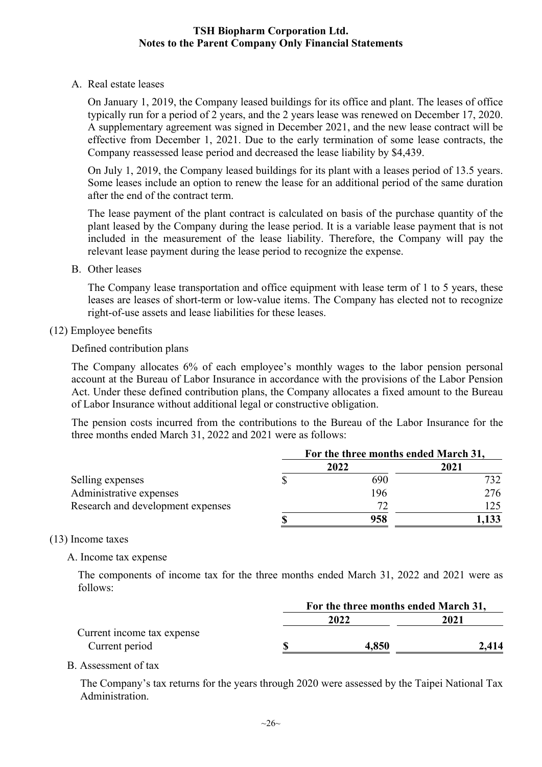A. Real estate leases

On January 1, 2019, the Company leased buildings for its office and plant. The leases of office typically run for a period of 2 years, and the 2 years lease was renewed on December 17, 2020. A supplementary agreement was signed in December 2021, and the new lease contract will be effective from December 1, 2021. Due to the early termination of some lease contracts, the Company reassessed lease period and decreased the lease liability by $4,439.

On July 1, 2019, the Company leased buildings for its plant with a leases period of 13.5 years. Some leases include an option to renew the lease for an additional period of the same duration after the end of the contract term.

The lease payment of the plant contract is calculated on basis of the purchase quantity of the plant leased by the Company during the lease period. It is a variable lease payment that is not included in the measurement of the lease liability. Therefore, the Company will pay the relevant lease payment during the lease period to recognize the expense.

B. Other leases

The Company lease transportation and office equipment with lease term of 1 to 5 years, these leases are leases of short-term or low-value items. The Company has elected not to recognize right-of-use assets and lease liabilities for these leases.

(12) Employee benefits

Defined contribution plans

The Company allocates 6% of each employee's monthly wages to the labor pension personal account at the Bureau of Labor Insurance in accordance with the provisions of the Labor Pension Act. Under these defined contribution plans, the Company allocates a fixed amount to the Bureau of Labor Insurance without additional legal or constructive obligation.

The pension costs incurred from the contributions to the Bureau of the Labor Insurance for the three months ended March 31, 2022 and 2021 were as follows:

| | For the three months ended March 31, | |
|---|---|---|
| | 2022 | 2021 |
| Selling expenses | $ 690 | 732 |
| Administrative expenses | 196 | 276 |
| Research and development expenses | 72 | 125 |
| | **$ 958** | **1,133** |

(13) Income taxes

A. Income tax expense

The components of income tax for the three months ended March 31, 2022 and 2021 were as follows:

| | For the three months ended March 31, | |
|---|---|---|
| | 2022 | 2021 |
| Current income tax expense | | |
| Current period | **$ 4,850** | **2,414** |

B. Assessment of tax

The Company's tax returns for the years through 2020 were assessed by the Taipei National Tax Administration.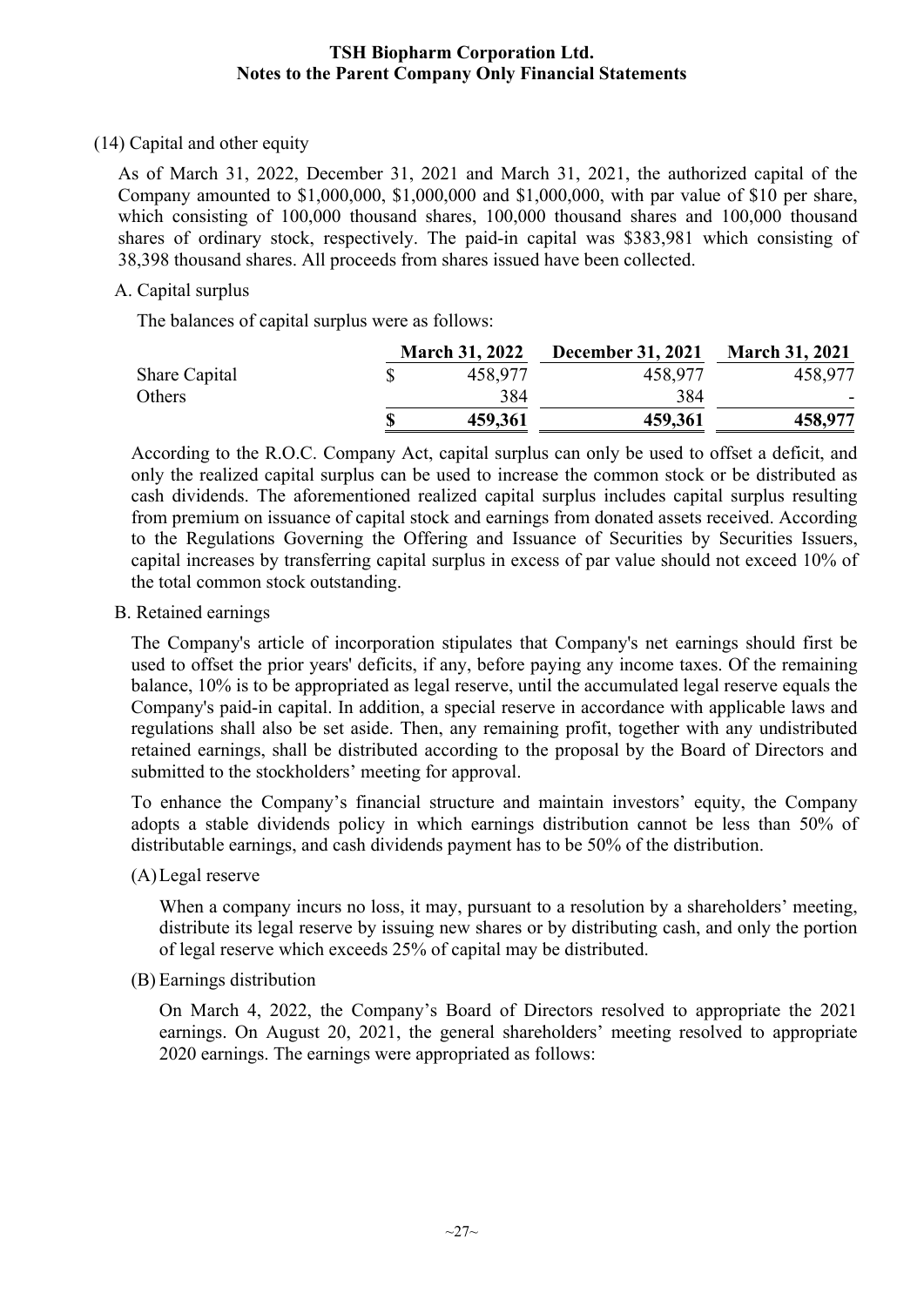(14) Capital and other equity

As of March 31, 2022, December 31, 2021 and March 31, 2021, the authorized capital of the Company amounted to $1,000,000, $1,000,000 and $1,000,000, with par value of $10 per share, which consisting of 100,000 thousand shares, 100,000 thousand shares and 100,000 thousand shares of ordinary stock, respectively. The paid-in capital was $383,981 which consisting of 38,398 thousand shares. All proceeds from shares issued have been collected.

A. Capital surplus

The balances of capital surplus were as follows:

| | March 31, 2022 | December 31, 2021 | March 31, 2021 |
|---|---|---|---|
| Share Capital | $ 458,977 | 458,977 | 458,977 |
| Others | 384 | 384 | - |
| | **$ 459,361** | **459,361** | **458,977** |

According to the R.O.C. Company Act, capital surplus can only be used to offset a deficit, and only the realized capital surplus can be used to increase the common stock or be distributed as cash dividends. The aforementioned realized capital surplus includes capital surplus resulting from premium on issuance of capital stock and earnings from donated assets received. According to the Regulations Governing the Offering and Issuance of Securities by Securities Issuers, capital increases by transferring capital surplus in excess of par value should not exceed 10% of the total common stock outstanding.

B. Retained earnings

The Company's article of incorporation stipulates that Company's net earnings should first be used to offset the prior years' deficits, if any, before paying any income taxes. Of the remaining balance, 10% is to be appropriated as legal reserve, until the accumulated legal reserve equals the Company's paid-in capital. In addition, a special reserve in accordance with applicable laws and regulations shall also be set aside. Then, any remaining profit, together with any undistributed retained earnings, shall be distributed according to the proposal by the Board of Directors and submitted to the stockholders' meeting for approval.

To enhance the Company's financial structure and maintain investors' equity, the Company adopts a stable dividends policy in which earnings distribution cannot be less than 50% of distributable earnings, and cash dividends payment has to be 50% of the distribution.

(A) Legal reserve

When a company incurs no loss, it may, pursuant to a resolution by a shareholders' meeting, distribute its legal reserve by issuing new shares or by distributing cash, and only the portion of legal reserve which exceeds 25% of capital may be distributed.

(B) Earnings distribution

On March 4, 2022, the Company's Board of Directors resolved to appropriate the 2021 earnings. On August 20, 2021, the general shareholders' meeting resolved to appropriate 2020 earnings. The earnings were appropriated as follows: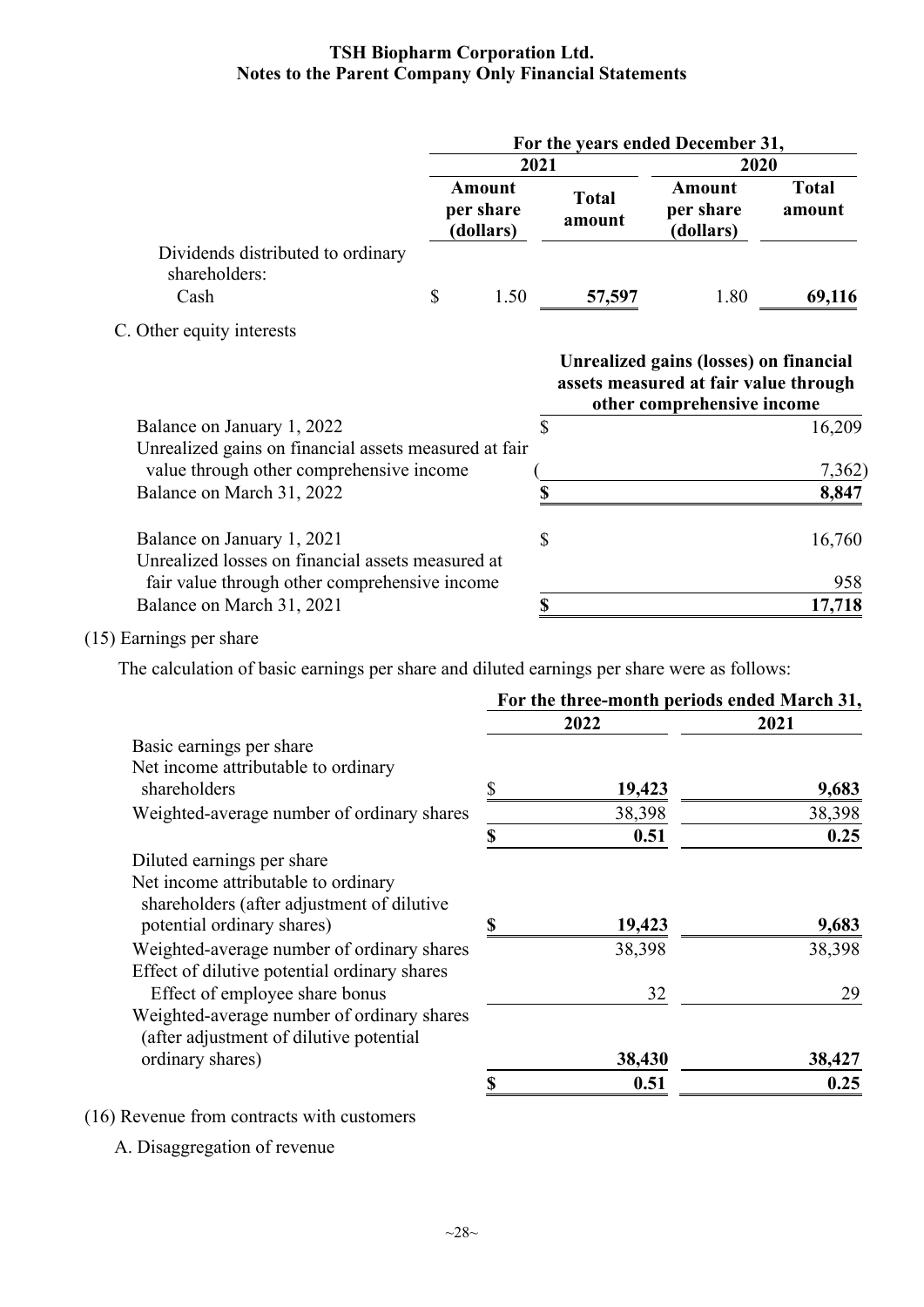**TSH Biopharm Corporation Ltd.**
**Notes to the Parent Company Only Financial Statements**

| | For the years ended December 31, | | | |
|---|---|---|---|---|
| | 2021 | | 2020 | |
| | Amount per share (dollars) | Total amount | Amount per share (dollars) | Total amount |
| Dividends distributed to ordinary shareholders: | | | | |
| Cash | $ 1.50 | 57,597 | 1.80 | 69,116 |

C. Other equity interests

| | Unrealized gains (losses) on financial assets measured at fair value through other comprehensive income |
|---|---|
| Balance on January 1, 2022 | $ 16,209 |
| Unrealized gains on financial assets measured at fair value through other comprehensive income | ( 7,362) |
| Balance on March 31, 2022 | $ 8,847 |
| | |
| Balance on January 1, 2021 | $ 16,760 |
| Unrealized losses on financial assets measured at fair value through other comprehensive income | 958 |
| Balance on March 31, 2021 | $ 17,718 |

(15) Earnings per share

The calculation of basic earnings per share and diluted earnings per share were as follows:

| | For the three-month periods ended March 31, | |
|---|---|---|
| | 2022 | 2021 |
| Basic earnings per share | | |
| Net income attributable to ordinary shareholders | $ 19,423 | 9,683 |
| Weighted-average number of ordinary shares | 38,398 | 38,398 |
| | $ 0.51 | 0.25 |
| Diluted earnings per share | | |
| Net income attributable to ordinary shareholders (after adjustment of dilutive potential ordinary shares) | $ 19,423 | 9,683 |
| Weighted-average number of ordinary shares | 38,398 | 38,398 |
| Effect of dilutive potential ordinary shares | | |
| Effect of employee share bonus | 32 | 29 |
| Weighted-average number of ordinary shares (after adjustment of dilutive potential ordinary shares) | 38,430 | 38,427 |
| | $ 0.51 | 0.25 |

(16) Revenue from contracts with customers

A. Disaggregation of revenue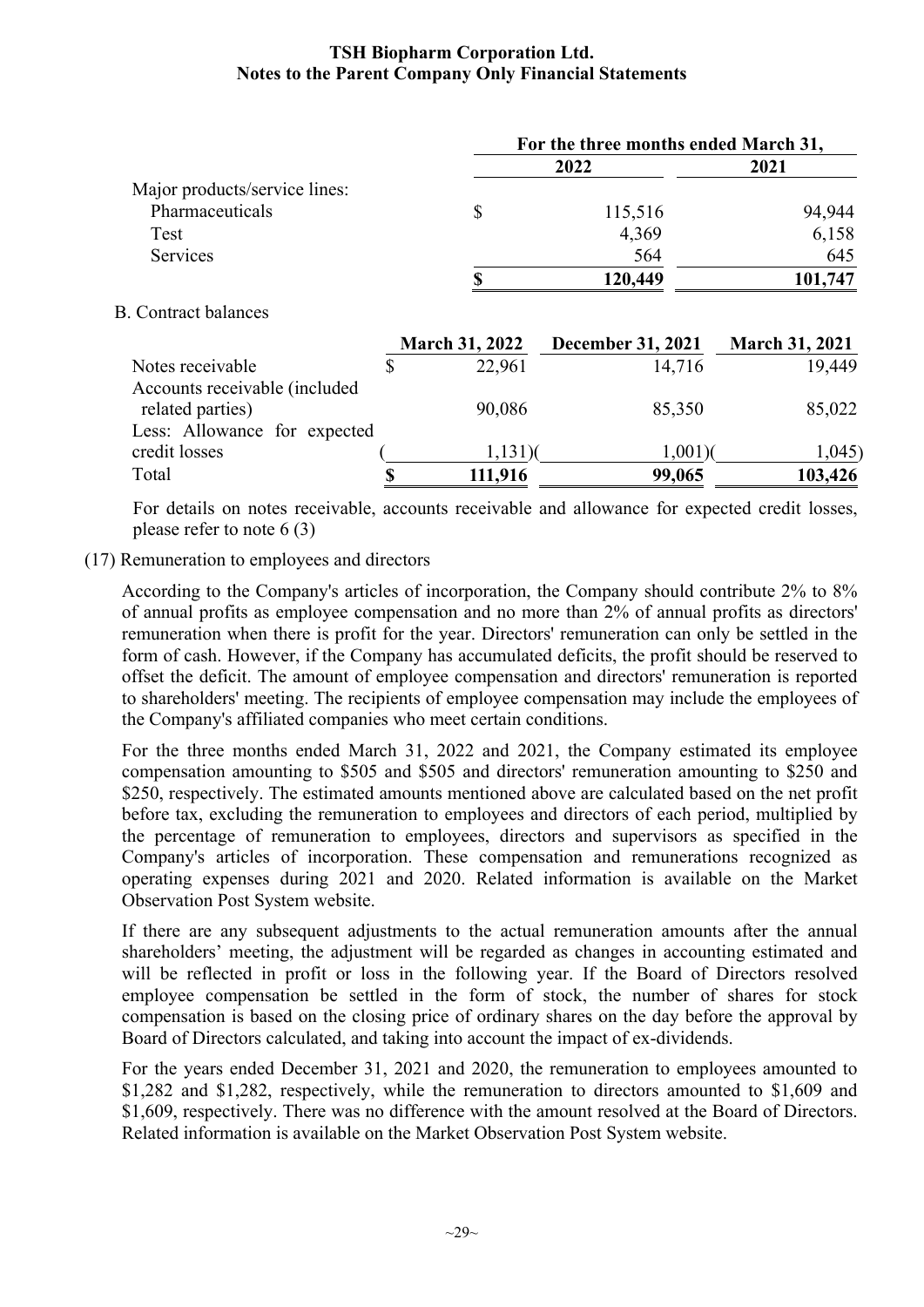| | For the three months ended March 31, | |
|---|---|---|
| | 2022 | 2021 |
| Major products/service lines: | | |
| Pharmaceuticals | $ 115,516 | 94,944 |
| Test | 4,369 | 6,158 |
| Services | 564 | 645 |
| | $ 120,449 | 101,747 |

B. Contract balances

| | March 31, 2022 | December 31, 2021 | March 31, 2021 |
|---|---|---|---|
| Notes receivable | $ 22,961 | 14,716 | 19,449 |
| Accounts receivable (included related parties) | 90,086 | 85,350 | 85,022 |
| Less: Allowance for expected credit losses | ( 1,131) | ( 1,001) | ( 1,045) |
| Total | $ 111,916 | 99,065 | 103,426 |

For details on notes receivable, accounts receivable and allowance for expected credit losses, please refer to note 6 (3)

(17) Remuneration to employees and directors

According to the Company's articles of incorporation, the Company should contribute 2% to 8% of annual profits as employee compensation and no more than 2% of annual profits as directors' remuneration when there is profit for the year. Directors' remuneration can only be settled in the form of cash. However, if the Company has accumulated deficits, the profit should be reserved to offset the deficit. The amount of employee compensation and directors' remuneration is reported to shareholders' meeting. The recipients of employee compensation may include the employees of the Company's affiliated companies who meet certain conditions.

For the three months ended March 31, 2022 and 2021, the Company estimated its employee compensation amounting to $505 and $505 and directors' remuneration amounting to $250 and $250, respectively. The estimated amounts mentioned above are calculated based on the net profit before tax, excluding the remuneration to employees and directors of each period, multiplied by the percentage of remuneration to employees, directors and supervisors as specified in the Company's articles of incorporation. These compensation and remunerations recognized as operating expenses during 2021 and 2020. Related information is available on the Market Observation Post System website.

If there are any subsequent adjustments to the actual remuneration amounts after the annual shareholders' meeting, the adjustment will be regarded as changes in accounting estimated and will be reflected in profit or loss in the following year. If the Board of Directors resolved employee compensation be settled in the form of stock, the number of shares for stock compensation is based on the closing price of ordinary shares on the day before the approval by Board of Directors calculated, and taking into account the impact of ex-dividends.

For the years ended December 31, 2021 and 2020, the remuneration to employees amounted to $1,282 and $1,282, respectively, while the remuneration to directors amounted to $1,609 and $1,609, respectively. There was no difference with the amount resolved at the Board of Directors. Related information is available on the Market Observation Post System website.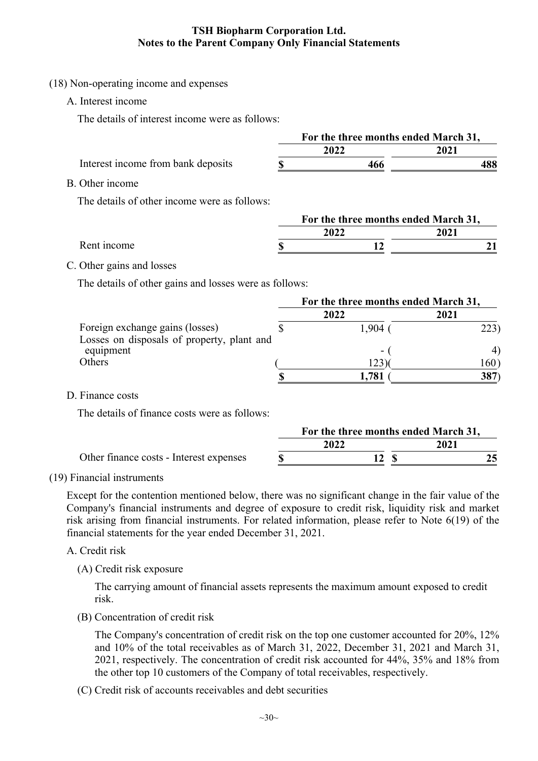(18) Non-operating income and expenses

A. Interest income

The details of interest income were as follows:

| | For the three months ended March 31, | |
|---|---|---|
| | 2022 | 2021 |
| Interest income from bank deposits | $ 466 | 488 |

B. Other income

The details of other income were as follows:

| | For the three months ended March 31, | |
|---|---|---|
| | 2022 | 2021 |
| Rent income | $ 12 | 21 |

C. Other gains and losses

The details of other gains and losses were as follows:

| | For the three months ended March 31, | |
|---|---|---|
| | 2022 | 2021 |
| Foreign exchange gains (losses) | $ 1,904 | ( 223) |
| Losses on disposals of property, plant and equipment | - | ( 4) |
| Others | ( 123) | ( 160) |
| | $ 1,781 | ( 387) |

D. Finance costs

The details of finance costs were as follows:

| | For the three months ended March 31, | |
|---|---|---|
| | 2022 | 2021 |
| Other finance costs - Interest expenses | $ 12 | $ 25 |

(19) Financial instruments

Except for the contention mentioned below, there was no significant change in the fair value of the Company's financial instruments and degree of exposure to credit risk, liquidity risk and market risk arising from financial instruments. For related information, please refer to Note 6(19) of the financial statements for the year ended December 31, 2021.

A. Credit risk

(A) Credit risk exposure

The carrying amount of financial assets represents the maximum amount exposed to credit risk.

(B) Concentration of credit risk

The Company's concentration of credit risk on the top one customer accounted for 20%, 12% and 10% of the total receivables as of March 31, 2022, December 31, 2021 and March 31, 2021, respectively. The concentration of credit risk accounted for 44%, 35% and 18% from the other top 10 customers of the Company of total receivables, respectively.

(C) Credit risk of accounts receivables and debt securities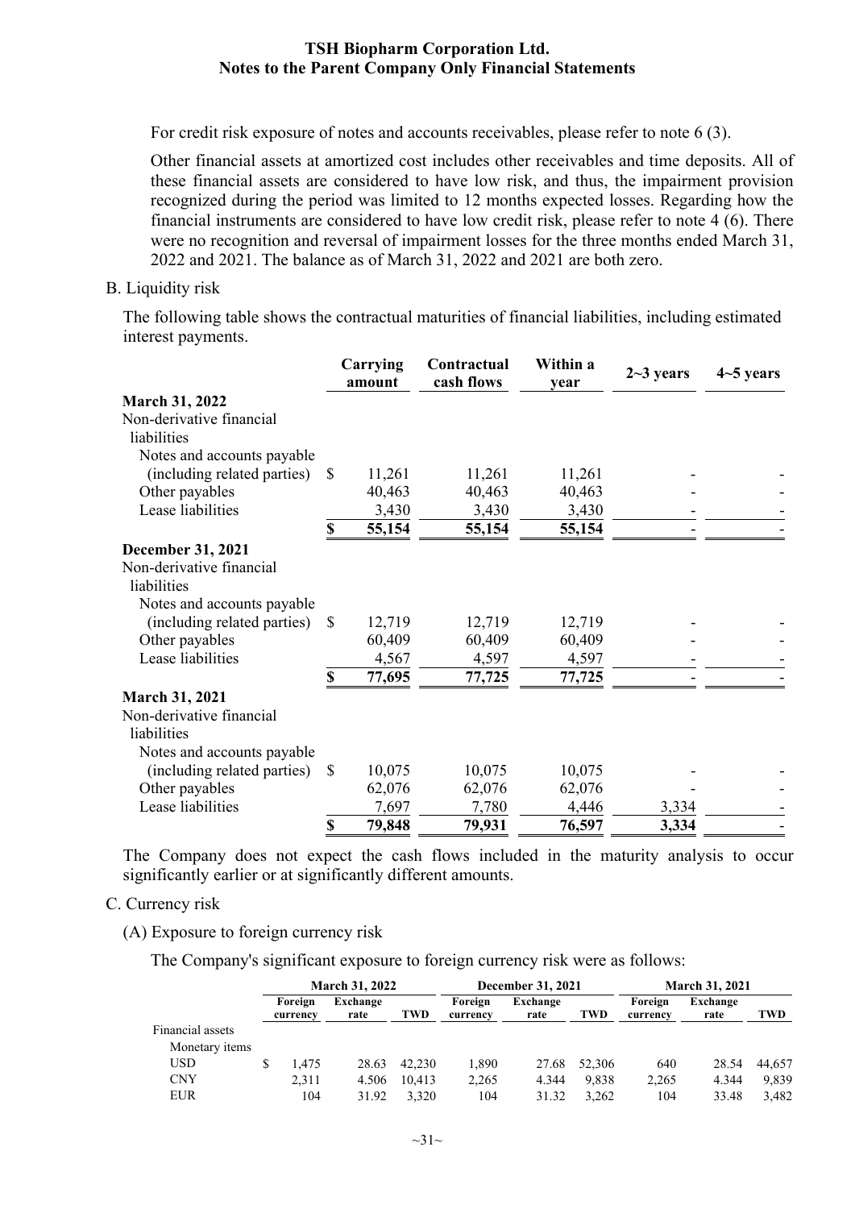For credit risk exposure of notes and accounts receivables, please refer to note 6 (3).

Other financial assets at amortized cost includes other receivables and time deposits. All of these financial assets are considered to have low risk, and thus, the impairment provision recognized during the period was limited to 12 months expected losses. Regarding how the financial instruments are considered to have low credit risk, please refer to note 4 (6). There were no recognition and reversal of impairment losses for the three months ended March 31, 2022 and 2021. The balance as of March 31, 2022 and 2021 are both zero.

B. Liquidity risk

The following table shows the contractual maturities of financial liabilities, including estimated interest payments.

| | Carrying amount | Contractual cash flows | Within a year | 2~3 years | 4~5 years |
|---|---|---|---|---|---|
| **March 31, 2022** | | | | | |
| Non-derivative financial liabilities | | | | | |
| Notes and accounts payable (including related parties) | $ 11,261 | 11,261 | 11,261 | - | - |
| Other payables | 40,463 | 40,463 | 40,463 | - | - |
| Lease liabilities | 3,430 | 3,430 | 3,430 | - | - |
| | **$ 55,154** | **55,154** | **55,154** | **-** | **-** |
| **December 31, 2021** | | | | | |
| Non-derivative financial liabilities | | | | | |
| Notes and accounts payable (including related parties) | $ 12,719 | 12,719 | 12,719 | - | - |
| Other payables | 60,409 | 60,409 | 60,409 | - | - |
| Lease liabilities | 4,567 | 4,597 | 4,597 | - | - |
| | **$ 77,695** | **77,725** | **77,725** | **-** | **-** |
| **March 31, 2021** | | | | | |
| Non-derivative financial liabilities | | | | | |
| Notes and accounts payable (including related parties) | $ 10,075 | 10,075 | 10,075 | - | - |
| Other payables | 62,076 | 62,076 | 62,076 | - | - |
| Lease liabilities | 7,697 | 7,780 | 4,446 | 3,334 | - |
| | **$ 79,848** | **79,931** | **76,597** | **3,334** | **-** |

The Company does not expect the cash flows included in the maturity analysis to occur significantly earlier or at significantly different amounts.

C. Currency risk

(A) Exposure to foreign currency risk

The Company's significant exposure to foreign currency risk were as follows:

| | March 31, 2022 | | | December 31, 2021 | | | March 31, 2021 | | |
|---|---|---|---|---|---|---|---|---|---|
| | Foreign currency | Exchange rate | TWD | Foreign currency | Exchange rate | TWD | Foreign currency | Exchange rate | TWD |
| Financial assets | | | | | | | | | |
| Monetary items | | | | | | | | | |
| USD | $ 1,475 | 28.63 | 42,230 | 1,890 | 27.68 | 52,306 | 640 | 28.54 | 44,657 |
| CNY | 2,311 | 4.506 | 10,413 | 2,265 | 4.344 | 9,838 | 2,265 | 4.344 | 9,839 |
| EUR | 104 | 31.92 | 3,320 | 104 | 31.32 | 3,262 | 104 | 33.48 | 3,482 |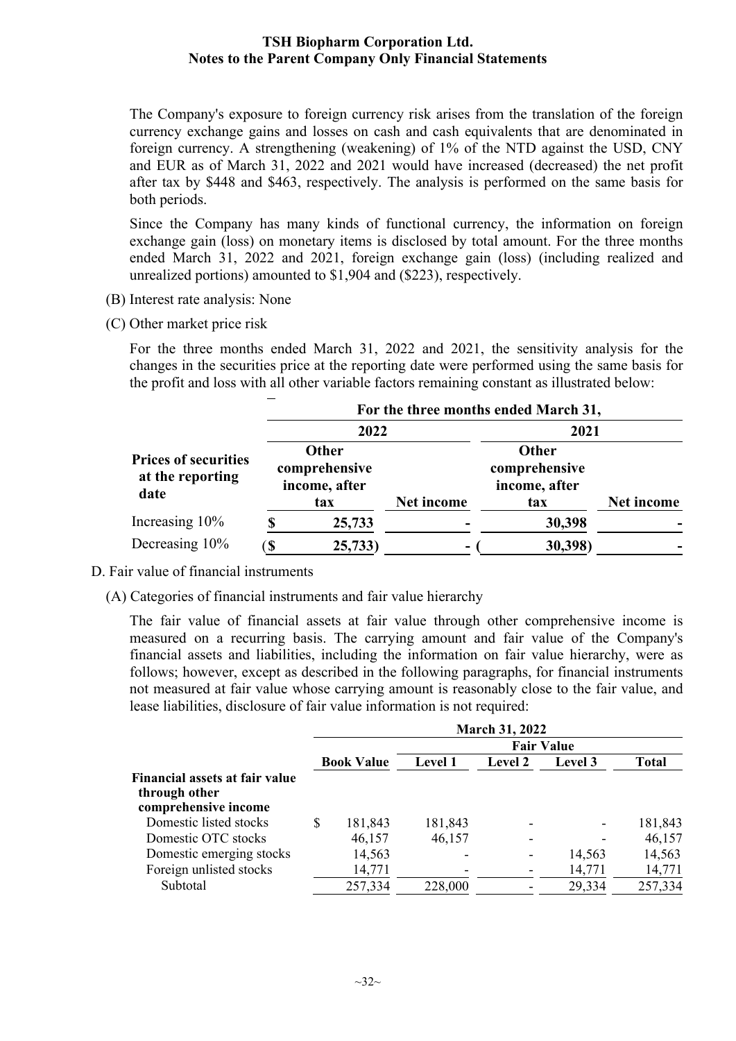The Company's exposure to foreign currency risk arises from the translation of the foreign currency exchange gains and losses on cash and cash equivalents that are denominated in foreign currency. A strengthening (weakening) of 1% of the NTD against the USD, CNY and EUR as of March 31, 2022 and 2021 would have increased (decreased) the net profit after tax by $448 and $463, respectively. The analysis is performed on the same basis for both periods.

Since the Company has many kinds of functional currency, the information on foreign exchange gain (loss) on monetary items is disclosed by total amount. For the three months ended March 31, 2022 and 2021, foreign exchange gain (loss) (including realized and unrealized portions) amounted to $1,904 and ($223), respectively.

(B) Interest rate analysis: None

(C) Other market price risk

For the three months ended March 31, 2022 and 2021, the sensitivity analysis for the changes in the securities price at the reporting date were performed using the same basis for the profit and loss with all other variable factors remaining constant as illustrated below:

| | For the three months ended March 31, | | | |
|---|---|---|---|---|
| | 2022 | | 2021 | |
| **Prices of securities at the reporting date** | **Other comprehensive income, after tax** | **Net income** | **Other comprehensive income, after tax** | **Net income** |
| Increasing 10% | $ 25,733 | - | 30,398 | - |
| Decreasing 10% | ($ 25,733) | - | (30,398) | - |

D. Fair value of financial instruments

(A) Categories of financial instruments and fair value hierarchy

The fair value of financial assets at fair value through other comprehensive income is measured on a recurring basis. The carrying amount and fair value of the Company's financial assets and liabilities, including the information on fair value hierarchy, were as follows; however, except as described in the following paragraphs, for financial instruments not measured at fair value whose carrying amount is reasonably close to the fair value, and lease liabilities, disclosure of fair value information is not required:

| | March 31, 2022 | | | | |
|---|---|---|---|---|---|
| | | Fair Value | | | |
| | **Book Value** | **Level 1** | **Level 2** | **Level 3** | **Total** |
| **Financial assets at fair value through other comprehensive income** | | | | | |
| Domestic listed stocks | $ 181,843 | 181,843 | - | - | 181,843 |
| Domestic OTC stocks | 46,157 | 46,157 | - | - | 46,157 |
| Domestic emerging stocks | 14,563 | - | - | 14,563 | 14,563 |
| Foreign unlisted stocks | 14,771 | - | - | 14,771 | 14,771 |
| Subtotal | 257,334 | 228,000 | - | 29,334 | 257,334 |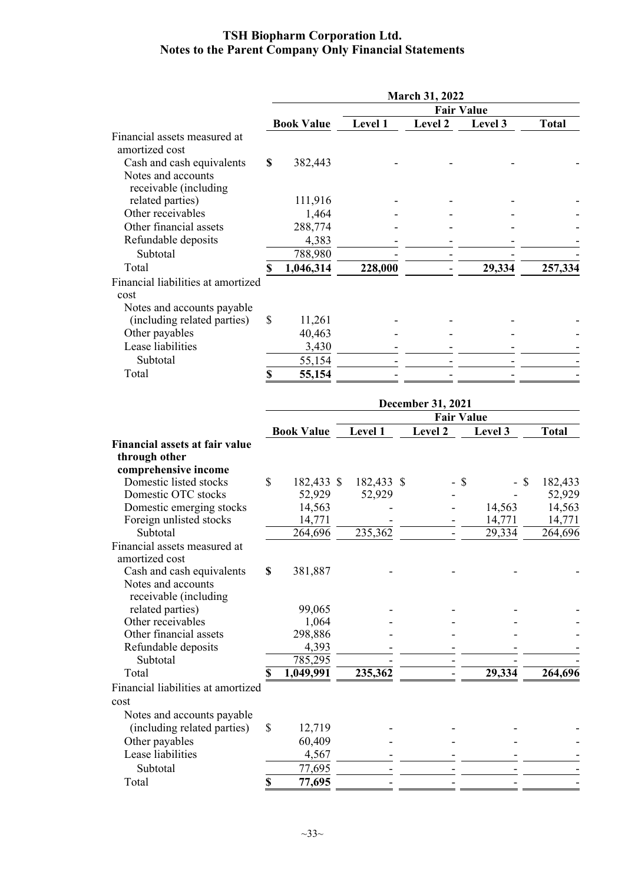# TSH Biopharm Corporation Ltd.
## Notes to the Parent Company Only Financial Statements

| | March 31, 2022 | | | | |
|---|---|---|---|---|---|
| | | Fair Value | | | |
| | Book Value | Level 1 | Level 2 | Level 3 | Total |
| Financial assets measured at amortized cost | | | | | |
| Cash and cash equivalents | $ 382,443 | - | - | - | - |
| Notes and accounts receivable (including related parties) | 111,916 | - | - | - | - |
| Other receivables | 1,464 | - | - | - | - |
| Other financial assets | 288,774 | - | - | - | - |
| Refundable deposits | 4,383 | - | - | - | - |
| Subtotal | 788,980 | - | - | - | - |
| Total | $ 1,046,314 | 228,000 | - | 29,334 | 257,334 |
| Financial liabilities at amortized cost | | | | | |
| Notes and accounts payable (including related parties) | $ 11,261 | - | - | - | - |
| Other payables | 40,463 | - | - | - | - |
| Lease liabilities | 3,430 | - | - | - | - |
| Subtotal | 55,154 | - | - | - | - |
| Total | $ 55,154 | - | - | - | - |

| | December 31, 2021 | | | | |
|---|---|---|---|---|---|
| | | Fair Value | | | |
| | Book Value | Level 1 | Level 2 | Level 3 | Total |
| **Financial assets at fair value through other comprehensive income** | | | | | |
| Domestic listed stocks | $ 182,433 | $ 182,433 | $ - | $ - | $ 182,433 |
| Domestic OTC stocks | 52,929 | 52,929 | - | - | 52,929 |
| Domestic emerging stocks | 14,563 | - | - | 14,563 | 14,563 |
| Foreign unlisted stocks | 14,771 | - | - | 14,771 | 14,771 |
| Subtotal | 264,696 | 235,362 | - | 29,334 | 264,696 |
| Financial assets measured at amortized cost | | | | | |
| Cash and cash equivalents | $ 381,887 | - | - | - | - |
| Notes and accounts receivable (including related parties) | 99,065 | - | - | - | - |
| Other receivables | 1,064 | - | - | - | - |
| Other financial assets | 298,886 | - | - | - | - |
| Refundable deposits | 4,393 | - | - | - | - |
| Subtotal | 785,295 | - | - | - | - |
| Total | $ 1,049,991 | 235,362 | - | 29,334 | 264,696 |
| Financial liabilities at amortized cost | | | | | |
| Notes and accounts payable (including related parties) | $ 12,719 | - | - | - | - |
| Other payables | 60,409 | - | - | - | - |
| Lease liabilities | 4,567 | - | - | - | - |
| Subtotal | 77,695 | - | - | - | - |
| Total | $ 77,695 | - | - | - | - |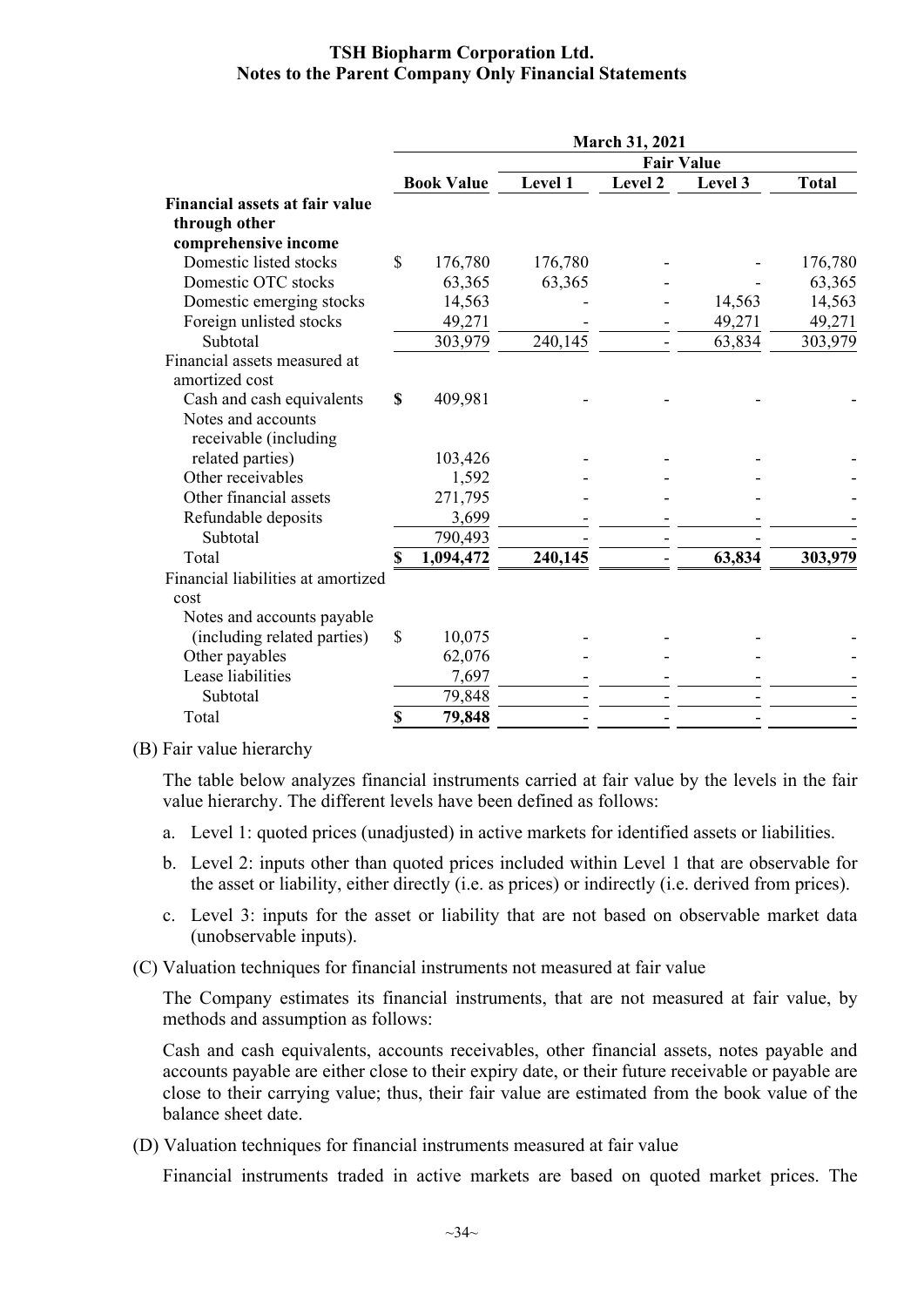| | March 31, 2021 | | | | |
|---|---|---|---|---|---|
| | | Fair Value | | | |
| | Book Value | Level 1 | Level 2 | Level 3 | Total |
| **Financial assets at fair value through other comprehensive income** | | | | | |
| Domestic listed stocks | $ 176,780 | 176,780 | - | - | 176,780 |
| Domestic OTC stocks | 63,365 | 63,365 | - | - | 63,365 |
| Domestic emerging stocks | 14,563 | - | - | 14,563 | 14,563 |
| Foreign unlisted stocks | 49,271 | - | - | 49,271 | 49,271 |
| Subtotal | 303,979 | 240,145 | - | 63,834 | 303,979 |
| Financial assets measured at amortized cost | | | | | |
| Cash and cash equivalents | **$** 409,981 | - | - | - | - |
| Notes and accounts receivable (including related parties) | 103,426 | - | - | - | - |
| Other receivables | 1,592 | - | - | - | - |
| Other financial assets | 271,795 | - | - | - | - |
| Refundable deposits | 3,699 | - | - | - | - |
| Subtotal | 790,493 | - | - | - | - |
| Total | **$ 1,094,472** | **240,145** | - | **63,834** | **303,979** |
| Financial liabilities at amortized cost | | | | | |
| Notes and accounts payable (including related parties) | $ 10,075 | - | - | - | - |
| Other payables | 62,076 | - | - | - | - |
| Lease liabilities | 7,697 | - | - | - | - |
| Subtotal | 79,848 | - | - | - | - |
| Total | **$ 79,848** | - | - | - | - |

(B) Fair value hierarchy

The table below analyzes financial instruments carried at fair value by the levels in the fair value hierarchy. The different levels have been defined as follows:

a. Level 1: quoted prices (unadjusted) in active markets for identified assets or liabilities.

b. Level 2: inputs other than quoted prices included within Level 1 that are observable for the asset or liability, either directly (i.e. as prices) or indirectly (i.e. derived from prices).

c. Level 3: inputs for the asset or liability that are not based on observable market data (unobservable inputs).

(C) Valuation techniques for financial instruments not measured at fair value

The Company estimates its financial instruments, that are not measured at fair value, by methods and assumption as follows:

Cash and cash equivalents, accounts receivables, other financial assets, notes payable and accounts payable are either close to their expiry date, or their future receivable or payable are close to their carrying value; thus, their fair value are estimated from the book value of the balance sheet date.

(D) Valuation techniques for financial instruments measured at fair value

Financial instruments traded in active markets are based on quoted market prices. The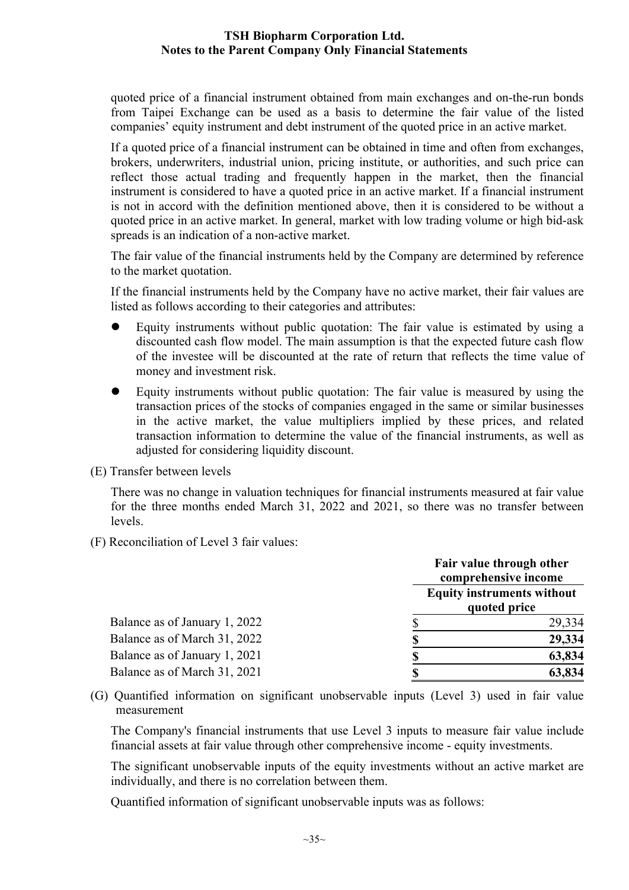quoted price of a financial instrument obtained from main exchanges and on-the-run bonds from Taipei Exchange can be used as a basis to determine the fair value of the listed companies' equity instrument and debt instrument of the quoted price in an active market.

If a quoted price of a financial instrument can be obtained in time and often from exchanges, brokers, underwriters, industrial union, pricing institute, or authorities, and such price can reflect those actual trading and frequently happen in the market, then the financial instrument is considered to have a quoted price in an active market. If a financial instrument is not in accord with the definition mentioned above, then it is considered to be without a quoted price in an active market. In general, market with low trading volume or high bid-ask spreads is an indication of a non-active market.

The fair value of the financial instruments held by the Company are determined by reference to the market quotation.

If the financial instruments held by the Company have no active market, their fair values are listed as follows according to their categories and attributes:

- Equity instruments without public quotation: The fair value is estimated by using a discounted cash flow model. The main assumption is that the expected future cash flow of the investee will be discounted at the rate of return that reflects the time value of money and investment risk.
- Equity instruments without public quotation: The fair value is measured by using the transaction prices of the stocks of companies engaged in the same or similar businesses in the active market, the value multipliers implied by these prices, and related transaction information to determine the value of the financial instruments, as well as adjusted for considering liquidity discount.

(E) Transfer between levels

There was no change in valuation techniques for financial instruments measured at fair value for the three months ended March 31, 2022 and 2021, so there was no transfer between levels.

(F) Reconciliation of Level 3 fair values:

| | Fair value through other comprehensive income |
|---|---|
| | **Equity instruments without quoted price** |
| Balance as of January 1, 2022 | $ 29,334 |
| Balance as of March 31, 2022 | **$ 29,334** |
| Balance as of January 1, 2021 | **$ 63,834** |
| Balance as of March 31, 2021 | **$ 63,834** |

(G) Quantified information on significant unobservable inputs (Level 3) used in fair value measurement

The Company's financial instruments that use Level 3 inputs to measure fair value include financial assets at fair value through other comprehensive income - equity investments.

The significant unobservable inputs of the equity investments without an active market are individually, and there is no correlation between them.

Quantified information of significant unobservable inputs was as follows: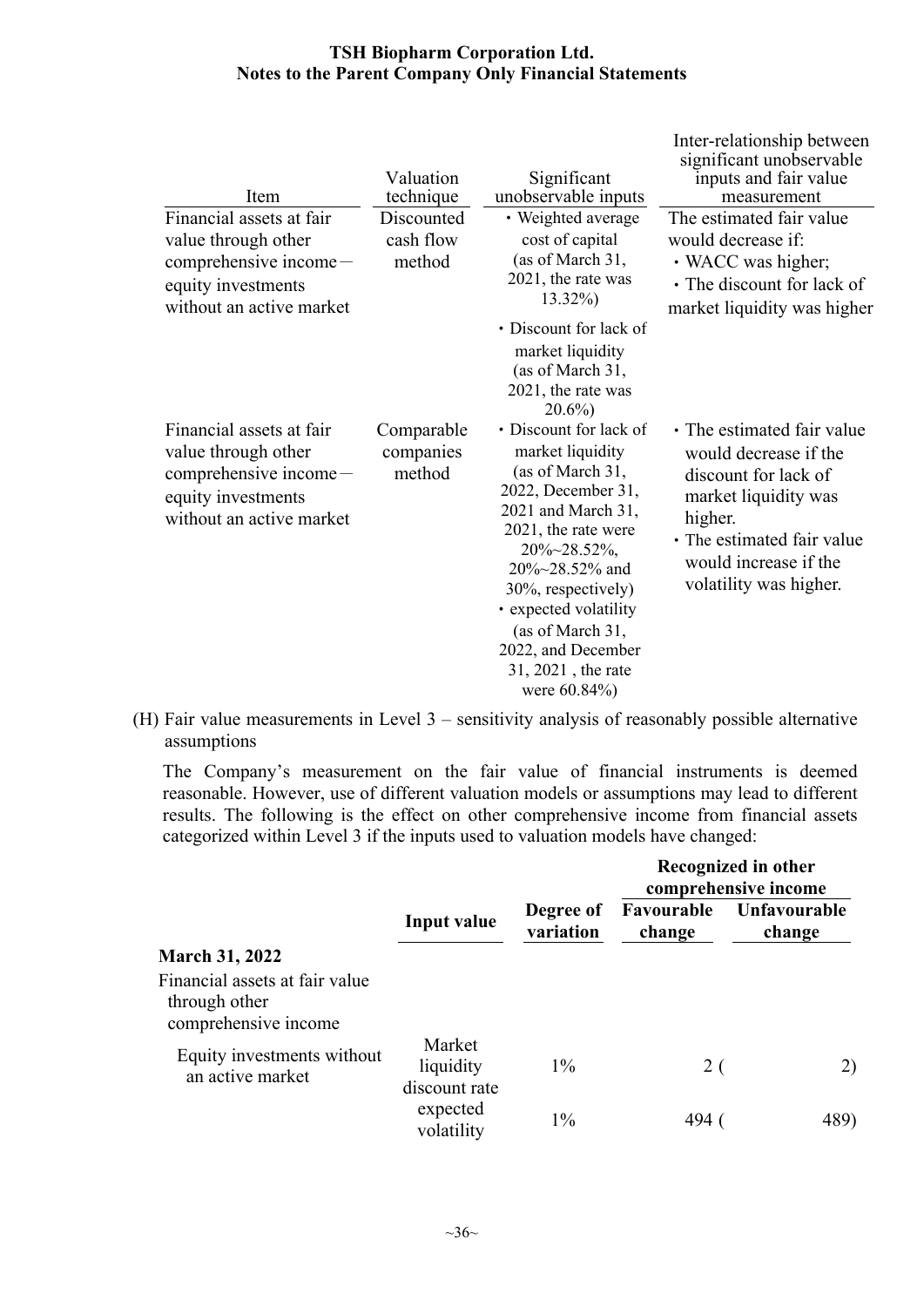| Item | Valuation technique | Significant unobservable inputs | Inter-relationship between significant unobservable inputs and fair value measurement |
|---|---|---|---|
| Financial assets at fair value through other comprehensive income－equity investments without an active market | Discounted cash flow method | • Weighted average cost of capital (as of March 31, 2021, the rate was 13.32%)<br>• Discount for lack of market liquidity (as of March 31, 2021, the rate was 20.6%) | The estimated fair value would decrease if:<br>• WACC was higher;<br>• The discount for lack of market liquidity was higher |
| Financial assets at fair value through other comprehensive income－equity investments without an active market | Comparable companies method | • Discount for lack of market liquidity (as of March 31, 2022, December 31, 2021 and March 31, 2021, the rate were 20%~28.52%, 20%~28.52% and 30%, respectively)<br>• expected volatility (as of March 31, 2022, and December 31, 2021 , the rate were 60.84%) | • The estimated fair value would decrease if the discount for lack of market liquidity was higher.<br>• The estimated fair value would increase if the volatility was higher. |

(H) Fair value measurements in Level 3 – sensitivity analysis of reasonably possible alternative assumptions

The Company's measurement on the fair value of financial instruments is deemed reasonable. However, use of different valuation models or assumptions may lead to different results. The following is the effect on other comprehensive income from financial assets categorized within Level 3 if the inputs used to valuation models have changed:

| | Input value | Degree of variation | Recognized in other comprehensive income | |
|---|---|---|---|---|
| | | | **Favourable change** | **Unfavourable change** |
| **March 31, 2022** | | | | |
| Financial assets at fair value through other comprehensive income | | | | |
| Equity investments without an active market | Market liquidity discount rate | 1% | 2 | (2) |
| | expected volatility | 1% | 494 | (489) |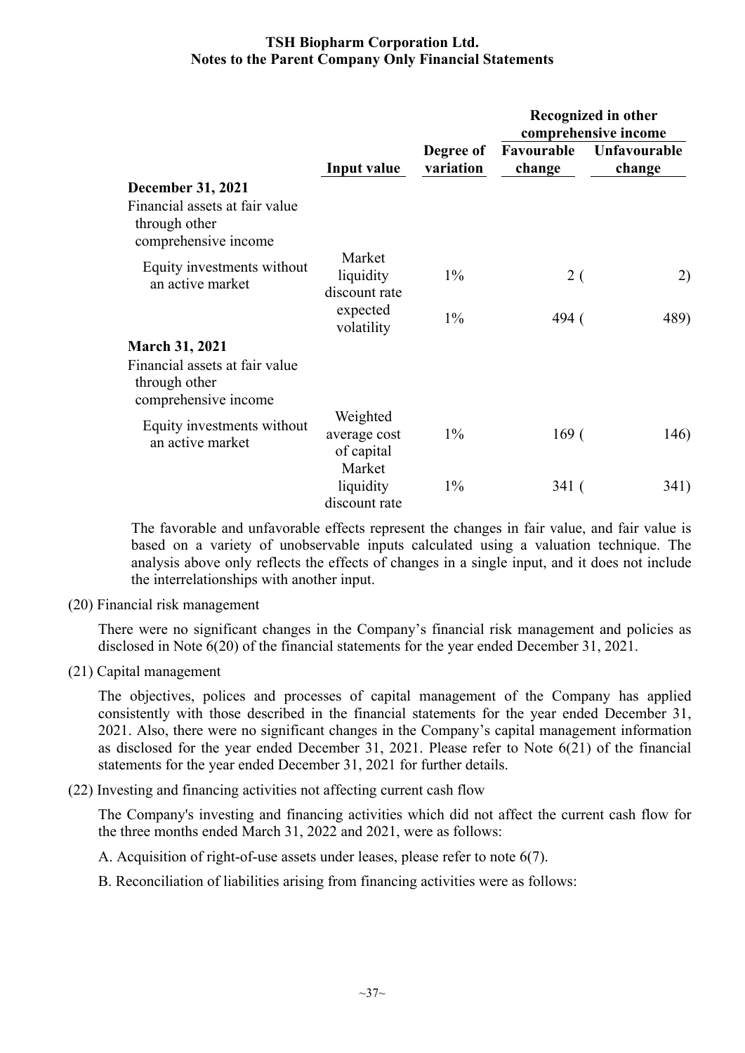|  | Input value | Degree of variation | Recognized in other comprehensive income |  |
|---|---|---|---|---|
|  |  |  | Favourable change | Unfavourable change |
| **December 31, 2021** |  |  |  |  |
| Financial assets at fair value through other comprehensive income |  |  |  |  |
| Equity investments without an active market | Market liquidity discount rate | 1% | 2 | (2) |
|  | expected volatility | 1% | 494 | (489) |
| **March 31, 2021** |  |  |  |  |
| Financial assets at fair value through other comprehensive income |  |  |  |  |
| Equity investments without an active market | Weighted average cost of capital | 1% | 169 | (146) |
|  | Market liquidity discount rate | 1% | 341 | (341) |

The favorable and unfavorable effects represent the changes in fair value, and fair value is based on a variety of unobservable inputs calculated using a valuation technique. The analysis above only reflects the effects of changes in a single input, and it does not include the interrelationships with another input.

(20) Financial risk management

There were no significant changes in the Company's financial risk management and policies as disclosed in Note 6(20) of the financial statements for the year ended December 31, 2021.

(21) Capital management

The objectives, polices and processes of capital management of the Company has applied consistently with those described in the financial statements for the year ended December 31, 2021. Also, there were no significant changes in the Company's capital management information as disclosed for the year ended December 31, 2021. Please refer to Note 6(21) of the financial statements for the year ended December 31, 2021 for further details.

(22) Investing and financing activities not affecting current cash flow

The Company's investing and financing activities which did not affect the current cash flow for the three months ended March 31, 2022 and 2021, were as follows:

A. Acquisition of right-of-use assets under leases, please refer to note 6(7).

B. Reconciliation of liabilities arising from financing activities were as follows: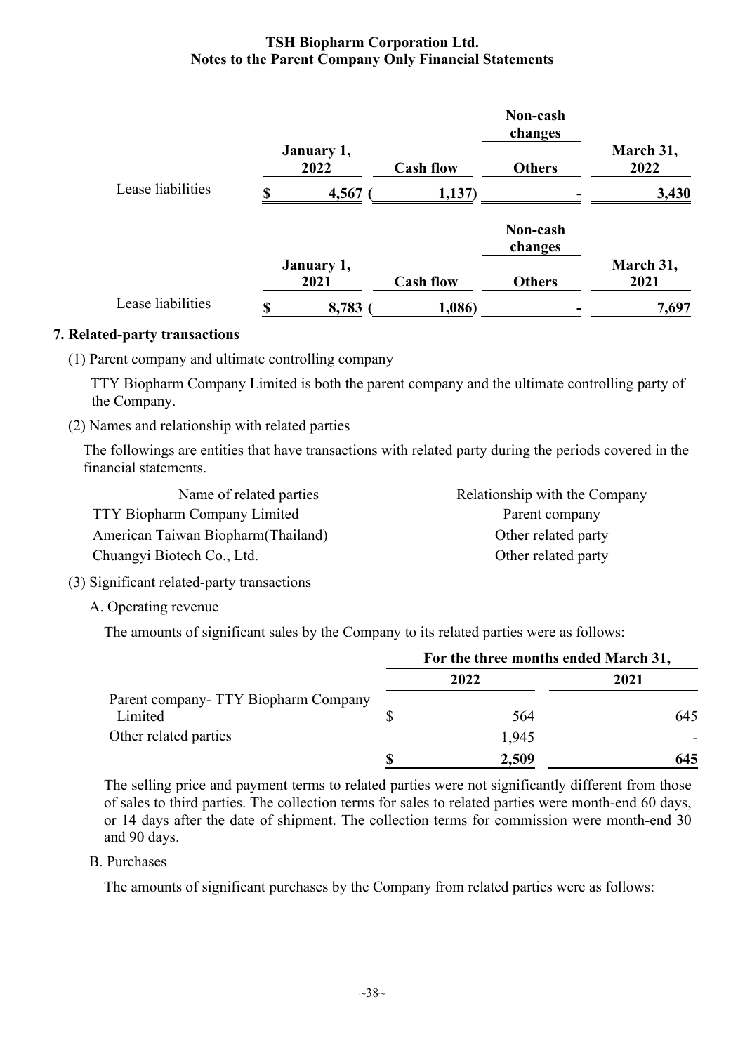| | January 1, 2022 | Cash flow | Non-cash changes Others | March 31, 2022 |
|---|---|---|---|---|
| Lease liabilities | $ 4,567 | ( 1,137) | - | 3,430 |

| | January 1, 2021 | Cash flow | Non-cash changes Others | March 31, 2021 |
|---|---|---|---|---|
| Lease liabilities | $ 8,783 | ( 1,086) | - | 7,697 |

## 7. Related-party transactions

(1) Parent company and ultimate controlling company

TTY Biopharm Company Limited is both the parent company and the ultimate controlling party of the Company.

(2) Names and relationship with related parties

The followings are entities that have transactions with related party during the periods covered in the financial statements.

| Name of related parties | Relationship with the Company |
|---|---|
| TTY Biopharm Company Limited | Parent company |
| American Taiwan Biopharm(Thailand) | Other related party |
| Chuangyi Biotech Co., Ltd. | Other related party |

(3) Significant related-party transactions

A. Operating revenue

The amounts of significant sales by the Company to its related parties were as follows:

| | For the three months ended March 31, | |
|---|---|---|
| | 2022 | 2021 |
| Parent company- TTY Biopharm Company Limited | $ 564 | 645 |
| Other related parties | 1,945 | - |
| | $ 2,509 | 645 |

The selling price and payment terms to related parties were not significantly different from those of sales to third parties. The collection terms for sales to related parties were month-end 60 days, or 14 days after the date of shipment. The collection terms for commission were month-end 30 and 90 days.

B. Purchases

The amounts of significant purchases by the Company from related parties were as follows: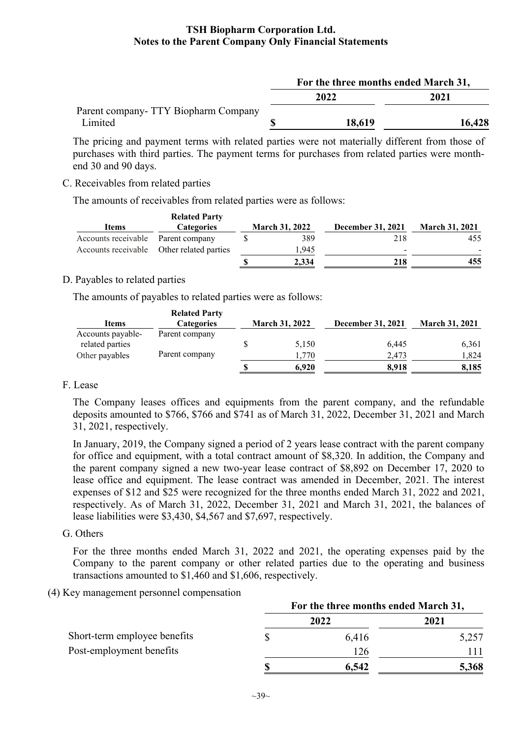# TSH Biopharm Corporation Ltd.
## Notes to the Parent Company Only Financial Statements

| | For the three months ended March 31, | |
|---|---|---|
| | 2022 | 2021 |
| Parent company- TTY Biopharm Company Limited | $ 18,619 | 16,428 |

The pricing and payment terms with related parties were not materially different from those of purchases with third parties. The payment terms for purchases from related parties were month-end 30 and 90 days.

C. Receivables from related parties

The amounts of receivables from related parties were as follows:

| Items | Related Party Categories | March 31, 2022 | December 31, 2021 | March 31, 2021 |
|---|---|---|---|---|
| Accounts receivable | Parent company | $ 389 | 218 | 455 |
| Accounts receivable | Other related parties | 1,945 | - | - |
| | | $ 2,334 | 218 | 455 |

D. Payables to related parties

The amounts of payables to related parties were as follows:

| Items | Related Party Categories | March 31, 2022 | December 31, 2021 | March 31, 2021 |
|---|---|---|---|---|
| Accounts payable- related parties | Parent company | $ 5,150 | 6,445 | 6,361 |
| Other payables | Parent company | 1,770 | 2,473 | 1,824 |
| | | $ 6,920 | 8,918 | 8,185 |

F. Lease

The Company leases offices and equipments from the parent company, and the refundable deposits amounted to $766, $766 and $741 as of March 31, 2022, December 31, 2021 and March 31, 2021, respectively.

In January, 2019, the Company signed a period of 2 years lease contract with the parent company for office and equipment, with a total contract amount of $8,320. In addition, the Company and the parent company signed a new two-year lease contract of $8,892 on December 17, 2020 to lease office and equipment. The lease contract was amended in December, 2021. The interest expenses of $12 and $25 were recognized for the three months ended March 31, 2022 and 2021, respectively. As of March 31, 2022, December 31, 2021 and March 31, 2021, the balances of lease liabilities were $3,430, $4,567 and $7,697, respectively.

G. Others

For the three months ended March 31, 2022 and 2021, the operating expenses paid by the Company to the parent company or other related parties due to the operating and business transactions amounted to $1,460 and $1,606, respectively.

(4) Key management personnel compensation

| | For the three months ended March 31, | |
|---|---|---|
| | 2022 | 2021 |
| Short-term employee benefits | $ 6,416 | 5,257 |
| Post-employment benefits | 126 | 111 |
| | $ 6,542 | 5,368 |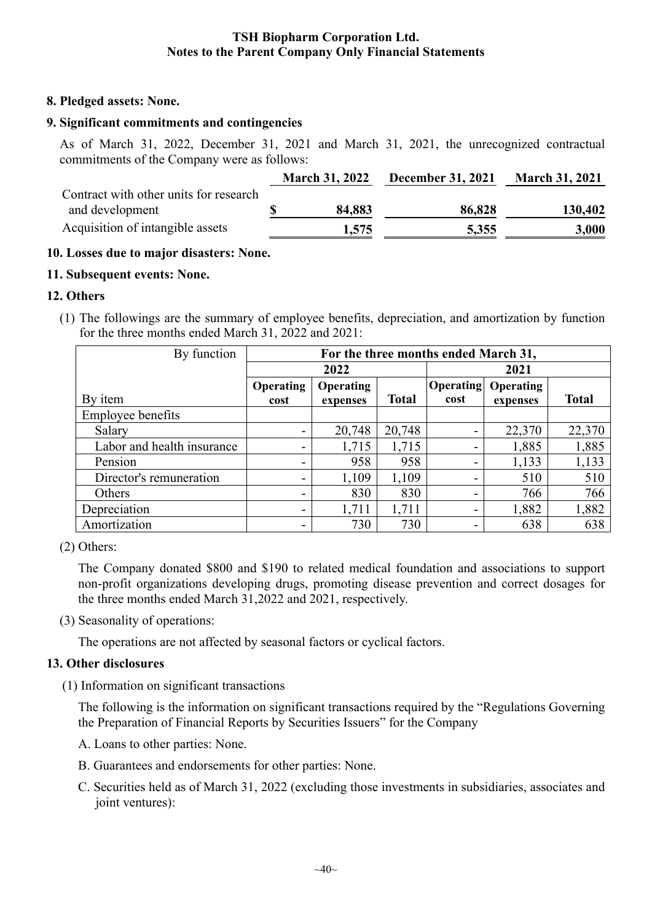**TSH Biopharm Corporation Ltd.**
**Notes to the Parent Company Only Financial Statements**

**8. Pledged assets: None.**

**9. Significant commitments and contingencies**

As of March 31, 2022, December 31, 2021 and March 31, 2021, the unrecognized contractual commitments of the Company were as follows:

| | March 31, 2022 | December 31, 2021 | March 31, 2021 |
|---|---|---|---|
| Contract with other units for research and development | $ 84,883 | 86,828 | 130,402 |
| Acquisition of intangible assets | 1,575 | 5,355 | 3,000 |

**10. Losses due to major disasters: None.**

**11. Subsequent events: None.**

**12. Others**

(1) The followings are the summary of employee benefits, depreciation, and amortization by function for the three months ended March 31, 2022 and 2021:

| By function | For the three months ended March 31, | | | | | |
|---|---|---|---|---|---|---|
| | 2022 | | | 2021 | | |
| By item | Operating cost | Operating expenses | Total | Operating cost | Operating expenses | Total |
| Employee benefits | | | | | | |
| Salary | - | 20,748 | 20,748 | - | 22,370 | 22,370 |
| Labor and health insurance | - | 1,715 | 1,715 | - | 1,885 | 1,885 |
| Pension | - | 958 | 958 | - | 1,133 | 1,133 |
| Director's remuneration | - | 1,109 | 1,109 | - | 510 | 510 |
| Others | - | 830 | 830 | - | 766 | 766 |
| Depreciation | - | 1,711 | 1,711 | - | 1,882 | 1,882 |
| Amortization | - | 730 | 730 | - | 638 | 638 |

(2) Others:

The Company donated $800 and $190 to related medical foundation and associations to support non-profit organizations developing drugs, promoting disease prevention and correct dosages for the three months ended March 31,2022 and 2021, respectively.

(3) Seasonality of operations:

The operations are not affected by seasonal factors or cyclical factors.

**13. Other disclosures**

(1) Information on significant transactions

The following is the information on significant transactions required by the "Regulations Governing the Preparation of Financial Reports by Securities Issuers" for the Company

A. Loans to other parties: None.

B. Guarantees and endorsements for other parties: None.

C. Securities held as of March 31, 2022 (excluding those investments in subsidiaries, associates and joint ventures):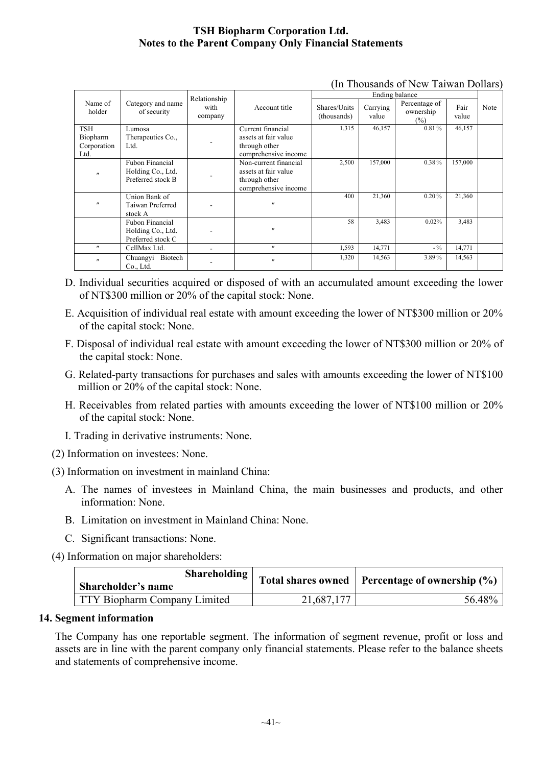(In Thousands of New Taiwan Dollars)

| Name of holder | Category and name of security | Relationship with company | Account title | Ending balance | | | | Note |
|---|---|---|---|---|---|---|---|---|
| | | | | Shares/Units (thousands) | Carrying value | Percentage of ownership (%) | Fair value | |
| TSH Biopharm Corporation Ltd. | Lumosa Therapeutics Co., Ltd. | - | Current financial assets at fair value through other comprehensive income | 1,315 | 46,157 | 0.81 % | 46,157 | |
| 〃 | Fubon Financial Holding Co., Ltd. Preferred stock B | - | Non-current financial assets at fair value through other comprehensive income | 2,500 | 157,000 | 0.38 % | 157,000 | |
| 〃 | Union Bank of Taiwan Preferred stock A | - | 〃 | 400 | 21,360 | 0.20 % | 21,360 | |
| | Fubon Financial Holding Co., Ltd. Preferred stock C | - | 〃 | 58 | 3,483 | 0.02% | 3,483 | |
| 〃 | CellMax Ltd. | - | 〃 | 1,593 | 14,771 | - % | 14,771 | |
| 〃 | Chuangyi Biotech Co., Ltd. | - | 〃 | 1,320 | 14,563 | 3.89 % | 14,563 | |

D. Individual securities acquired or disposed of with an accumulated amount exceeding the lower of NT$300 million or 20% of the capital stock: None.

E. Acquisition of individual real estate with amount exceeding the lower of NT$300 million or 20% of the capital stock: None.

F. Disposal of individual real estate with amount exceeding the lower of NT$300 million or 20% of the capital stock: None.

G. Related-party transactions for purchases and sales with amounts exceeding the lower of NT$100 million or 20% of the capital stock: None.

H. Receivables from related parties with amounts exceeding the lower of NT$100 million or 20% of the capital stock: None.

I. Trading in derivative instruments: None.

(2) Information on investees: None.

(3) Information on investment in mainland China:

A. The names of investees in Mainland China, the main businesses and products, and other information: None.

B. Limitation on investment in Mainland China: None.

C. Significant transactions: None.

(4) Information on major shareholders:

| Shareholding / Shareholder's name | Total shares owned | Percentage of ownership (%) |
|---|---|---|
| TTY Biopharm Company Limited | 21,687,177 | 56.48% |

**14. Segment information**

The Company has one reportable segment. The information of segment revenue, profit or loss and assets are in line with the parent company only financial statements. Please refer to the balance sheets and statements of comprehensive income.